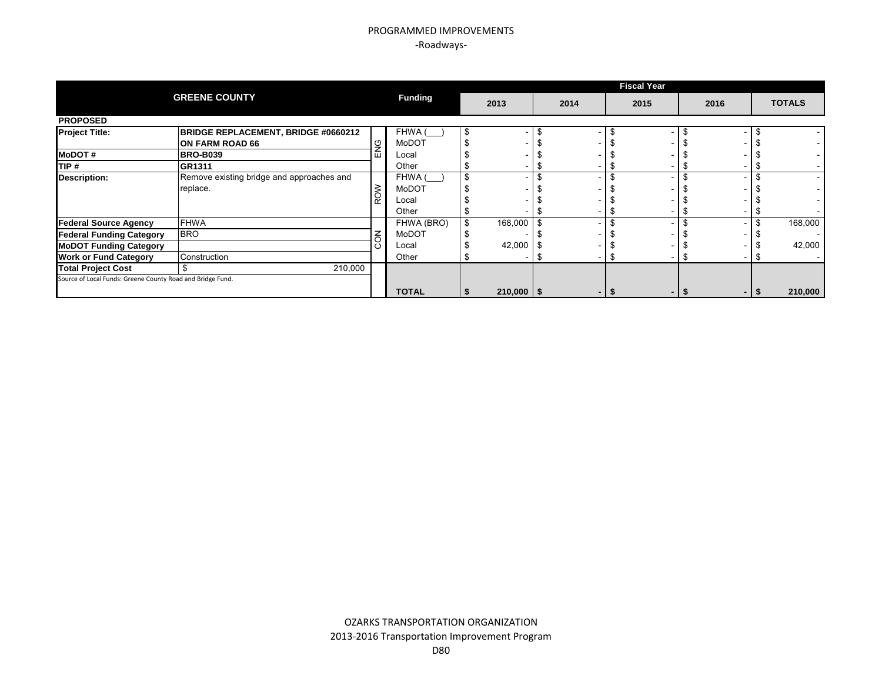PROGRAMMED IMPROVEMENTS
-Roadways-

| GREENE COUNTY | | | Funding | Fiscal Year 2013 | 2014 | 2015 | 2016 | TOTALS |
|---|---|---|---|---|---|---|---|---|
| **PROPOSED** | | | | | | | | |
| **Project Title:** | **BRIDGE REPLACEMENT, BRIDGE #0660212 ON FARM ROAD 66** | ENG | FHWA (___) | $ - | $ - | $ - | $ - | $ - |
| | | | MoDOT | $ - | $ - | $ - | $ - | $ - |
| **MoDOT #** | **BRO-B039** | | Local | $ - | $ - | $ - | $ - | $ - |
| **TIP #** | **GR1311** | | Other | $ - | $ - | $ - | $ - | $ - |
| **Description:** | Remove existing bridge and approaches and replace. | ROW | FHWA (___) | $ - | $ - | $ - | $ - | $ - |
| | | | MoDOT | $ - | $ - | $ - | $ - | $ - |
| | | | Local | $ - | $ - | $ - | $ - | $ - |
| | | | Other | $ - | $ - | $ - | $ - | $ - |
| **Federal Source Agency** | FHWA | CON | FHWA (BRO) | $ 168,000 | $ - | $ - | $ - | $ 168,000 |
| **Federal Funding Category** | BRO | | MoDOT | $ - | $ - | $ - | $ - | $ - |
| **MoDOT Funding Category** | | | Local | $ 42,000 | $ - | $ - | $ - | $ 42,000 |
| **Work or Fund Category** | Construction | | Other | $ - | $ - | $ - | $ - | $ - |
| **Total Project Cost** | $ 210,000 | | | | | | | |
| Source of Local Funds: Greene County Road and Bridge Fund. | | | **TOTAL** | **$ 210,000** | **$ -** | **$ -** | **$ -** | **$ 210,000** |

OZARKS TRANSPORTATION ORGANIZATION
2013-2016 Transportation Improvement Program
D80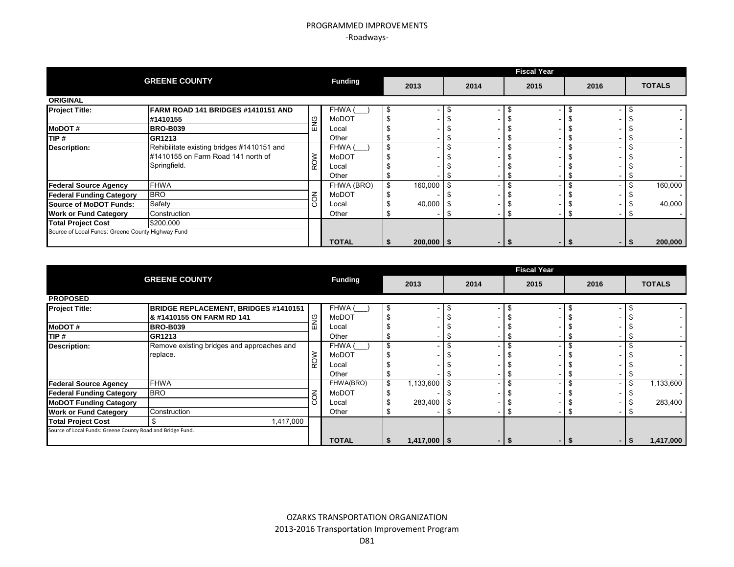# PROGRAMMED IMPROVEMENTS

-Roadways-

| GREENE COUNTY | | | Funding | 2013 | 2014 | 2015 | 2016 | TOTALS |
|---|---|---|---|---|---|---|---|---|
| **ORIGINAL** | | | | | | | | |
| **Project Title:** | **FARM ROAD 141 BRIDGES #1410151 AND #1410155** | ENG | FHWA (___) | $ - | $ - | $ - | $ - | $ - |
| | | ENG | MoDOT | $ - | $ - | $ - | $ - | $ - |
| **MoDOT #** | **BRO-B039** | ENG | Local | $ - | $ - | $ - | $ - | $ - |
| **TIP #** | **GR1213** | ENG | Other | $ - | $ - | $ - | $ - | $ - |
| **Description:** | Rehibilitate existing bridges #1410151 and #1410155 on Farm Road 141 north of Springfield. | ROW | FHWA (___) | $ - | $ - | $ - | $ - | $ - |
| | | ROW | MoDOT | $ - | $ - | $ - | $ - | $ - |
| | | ROW | Local | $ - | $ - | $ - | $ - | $ - |
| | | ROW | Other | $ - | $ - | $ - | $ - | $ - |
| **Federal Source Agency** | FHWA | CON | FHWA (BRO) | $ 160,000 | $ - | $ - | $ - | $ 160,000 |
| **Federal Funding Category** | BRO | CON | MoDOT | $ - | $ - | $ - | $ - | $ - |
| **Source of MoDOT Funds:** | Safety | CON | Local | $ 40,000 | $ - | $ - | $ - | $ 40,000 |
| **Work or Fund Category** | Construction | CON | Other | $ - | $ - | $ - | $ - | $ - |
| **Total Project Cost** | $200,000 | | | | | | | |
| Source of Local Funds: Greene County Highway Fund | | | **TOTAL** | **$ 200,000** | **$ -** | **$ -** | **$ -** | **$ 200,000** |

| GREENE COUNTY | | | Funding | 2013 | 2014 | 2015 | 2016 | TOTALS |
|---|---|---|---|---|---|---|---|---|
| **PROPOSED** | | | | | | | | |
| **Project Title:** | **BRIDGE REPLACEMENT, BRIDGES #1410151 & #1410155 ON FARM RD 141** | ENG | FHWA (___) | $ - | $ - | $ - | $ - | $ - |
| | | ENG | MoDOT | $ - | $ - | $ - | $ - | $ - |
| **MoDOT #** | **BRO-B039** | ENG | Local | $ - | $ - | $ - | $ - | $ - |
| **TIP #** | **GR1213** | ENG | Other | $ - | $ - | $ - | $ - | $ - |
| **Description:** | Remove existing bridges and approaches and replace. | ROW | FHWA (___) | $ - | $ - | $ - | $ - | $ - |
| | | ROW | MoDOT | $ - | $ - | $ - | $ - | $ - |
| | | ROW | Local | $ - | $ - | $ - | $ - | $ - |
| | | ROW | Other | $ - | $ - | $ - | $ - | $ - |
| **Federal Source Agency** | FHWA | CON | FHWA(BRO) | $ 1,133,600 | $ - | $ - | $ - | $ 1,133,600 |
| **Federal Funding Category** | BRO | CON | MoDOT | $ - | $ - | $ - | $ - | $ - |
| **MoDOT Funding Category** | | CON | Local | $ 283,400 | $ - | $ - | $ - | $ 283,400 |
| **Work or Fund Category** | Construction | CON | Other | $ - | $ - | $ - | $ - | $ - |
| **Total Project Cost** | $ 1,417,000 | | | | | | | |
| Source of Local Funds: Greene County Road and Bridge Fund. | | | **TOTAL** | **$ 1,417,000** | **$ -** | **$ -** | **$ -** | **$ 1,417,000** |

OZARKS TRANSPORTATION ORGANIZATION
2013-2016 Transportation Improvement Program
D81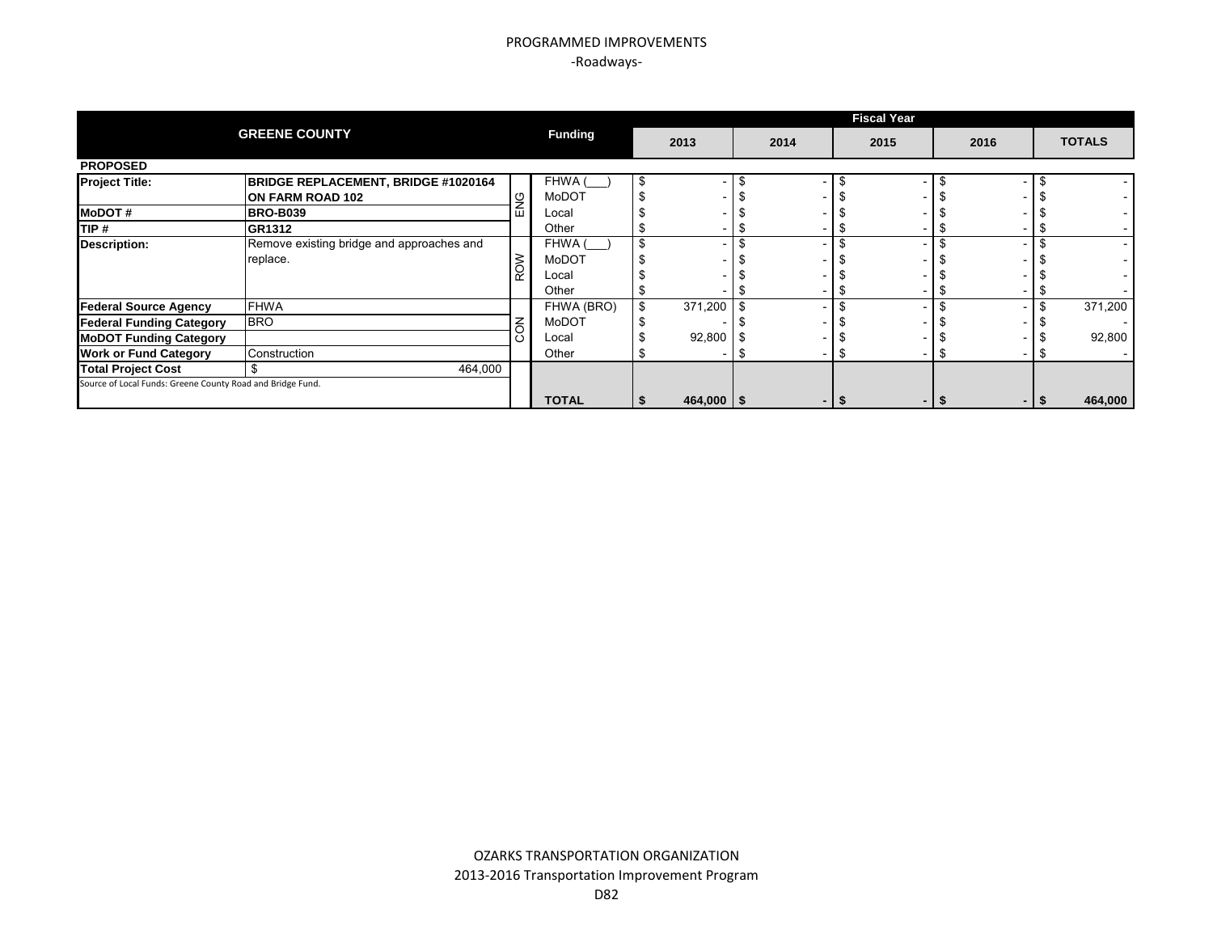PROGRAMMED IMPROVEMENTS

-Roadways-

| GREENE COUNTY | | | Funding | 2013 | 2014 | 2015 | 2016 | TOTALS |
|---|---|---|---|---|---|---|---|---|
| **PROPOSED** | | | | | | | | |
| **Project Title:** | **BRIDGE REPLACEMENT, BRIDGE #1020164 ON FARM ROAD 102** | ENG | FHWA (___) | $ - | $ - | $ - | $ - | $ - |
| | | ENG | MoDOT | $ - | $ - | $ - | $ - | $ - |
| **MoDOT #** | **BRO-B039** | ENG | Local | $ - | $ - | $ - | $ - | $ - |
| **TIP #** | **GR1312** | ENG | Other | $ - | $ - | $ - | $ - | $ - |
| **Description:** | Remove existing bridge and approaches and replace. | ROW | FHWA (___) | $ - | $ - | $ - | $ - | $ - |
| | | ROW | MoDOT | $ - | $ - | $ - | $ - | $ - |
| | | ROW | Local | $ - | $ - | $ - | $ - | $ - |
| | | ROW | Other | $ - | $ - | $ - | $ - | $ - |
| **Federal Source Agency** | FHWA | CON | FHWA (BRO) | $ 371,200 | $ - | $ - | $ - | $ 371,200 |
| **Federal Funding Category** | BRO | CON | MoDOT | $ - | $ - | $ - | $ - | $ - |
| **MoDOT Funding Category** | | CON | Local | $ 92,800 | $ - | $ - | $ - | $ 92,800 |
| **Work or Fund Category** | Construction | CON | Other | $ - | $ - | $ - | $ - | $ - |
| **Total Project Cost** | $ 464,000 | | | | | | | |
| Source of Local Funds: Greene County Road and Bridge Fund. | | | **TOTAL** | **$ 464,000** | **$ -** | **$ -** | **$ -** | **$ 464,000** |

OZARKS TRANSPORTATION ORGANIZATION

2013-2016 Transportation Improvement Program

D82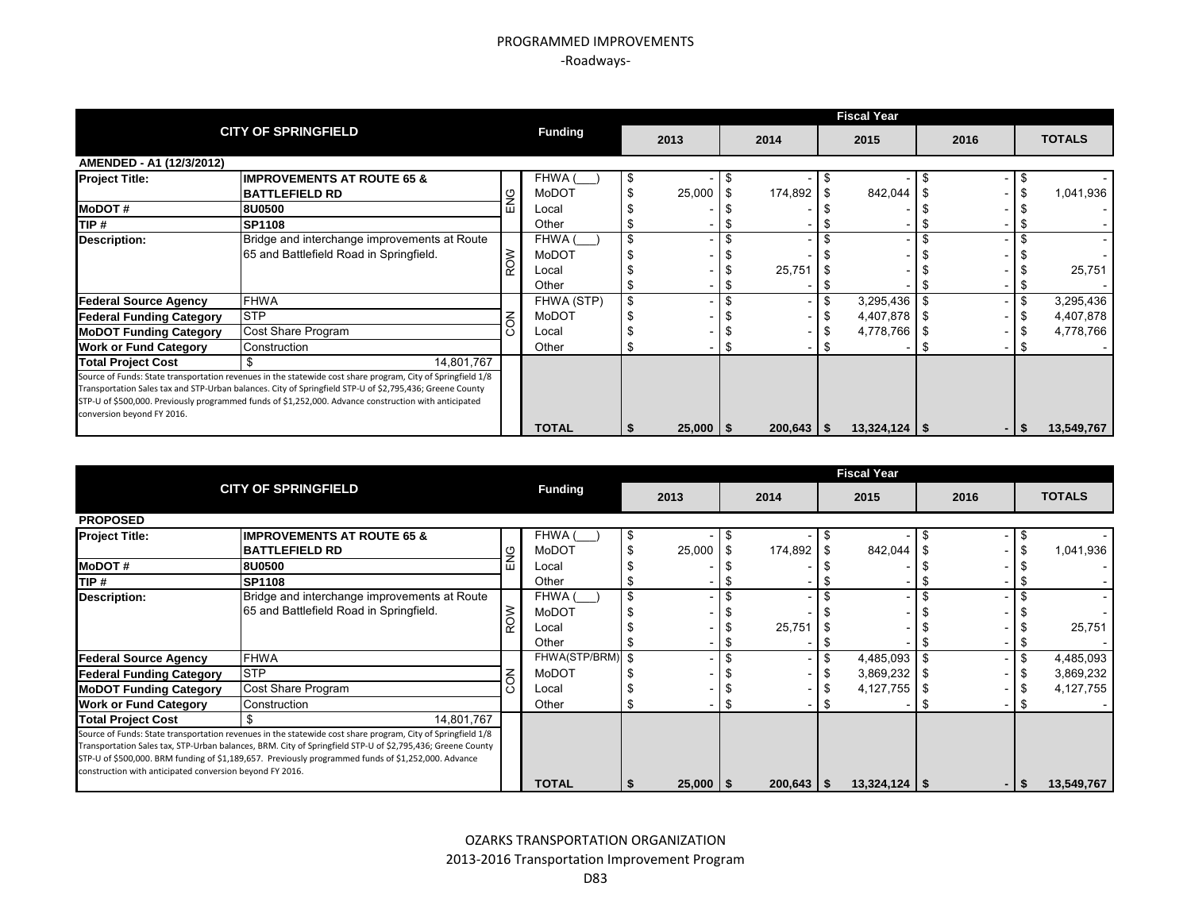# PROGRAMMED IMPROVEMENTS

## -Roadways-

| CITY OF SPRINGFIELD | | | Funding | 2013 | 2014 | 2015 | 2016 | TOTALS |
|---|---|---|---|---|---|---|---|---|
| **AMENDED - A1 (12/3/2012)** | | | | | | | | |
| **Project Title:** | **IMPROVEMENTS AT ROUTE 65 & BATTLEFIELD RD** | ENG | FHWA (___) | $ - | $ - | $ - | $ - | $ - |
| | | ENG | MoDOT | $ 25,000 | $ 174,892 | $ 842,044 | $ - | $ 1,041,936 |
| **MoDOT #** | **8U0500** | ENG | Local | $ - | $ - | $ - | $ - | $ - |
| **TIP #** | **SP1108** | ENG | Other | $ - | $ - | $ - | $ - | $ - |
| **Description:** | Bridge and interchange improvements at Route 65 and Battlefield Road in Springfield. | ROW | FHWA (___) | $ - | $ - | $ - | $ - | $ - |
| | | ROW | MoDOT | $ - | $ - | $ - | $ - | $ - |
| | | ROW | Local | $ - | $ 25,751 | $ - | $ - | $ 25,751 |
| | | ROW | Other | $ - | $ - | $ - | $ - | $ - |
| **Federal Source Agency** | FHWA | CON | FHWA (STP) | $ - | $ - | $ 3,295,436 | $ - | $ 3,295,436 |
| **Federal Funding Category** | STP | CON | MoDOT | $ - | $ - | $ 4,407,878 | $ - | $ 4,407,878 |
| **MoDOT Funding Category** | Cost Share Program | CON | Local | $ - | $ - | $ 4,778,766 | $ - | $ 4,778,766 |
| **Work or Fund Category** | Construction | CON | Other | $ - | $ - | $ - | $ - | $ - |
| **Total Project Cost** | $ 14,801,767 | | | | | | | |
| Source of Funds: State transportation revenues in the statewide cost share program, City of Springfield 1/8 Transportation Sales tax and STP-Urban balances. City of Springfield STP-U of $2,795,436; Greene County STP-U of $500,000. Previously programmed funds of $1,252,000. Advance construction with anticipated conversion beyond FY 2016. | | | **TOTAL** | **$ 25,000** | **$ 200,643** | **$ 13,324,124** | **$ -** | **$ 13,549,767** |

| CITY OF SPRINGFIELD | | | Funding | 2013 | 2014 | 2015 | 2016 | TOTALS |
|---|---|---|---|---|---|---|---|---|
| **PROPOSED** | | | | | | | | |
| **Project Title:** | **IMPROVEMENTS AT ROUTE 65 & BATTLEFIELD RD** | ENG | FHWA (___) | $ - | $ - | $ - | $ - | $ - |
| | | ENG | MoDOT | $ 25,000 | $ 174,892 | $ 842,044 | $ - | $ 1,041,936 |
| **MoDOT #** | **8U0500** | ENG | Local | $ - | $ - | $ - | $ - | $ - |
| **TIP #** | **SP1108** | ENG | Other | $ - | $ - | $ - | $ - | $ - |
| **Description:** | Bridge and interchange improvements at Route 65 and Battlefield Road in Springfield. | ROW | FHWA (___) | $ - | $ - | $ - | $ - | $ - |
| | | ROW | MoDOT | $ - | $ - | $ - | $ - | $ - |
| | | ROW | Local | $ - | $ 25,751 | $ - | $ - | $ 25,751 |
| | | ROW | Other | $ - | $ - | $ - | $ - | $ - |
| **Federal Source Agency** | FHWA | CON | FHWA(STP/BRM) | $ - | $ - | $ 4,485,093 | $ - | $ 4,485,093 |
| **Federal Funding Category** | STP | CON | MoDOT | $ - | $ - | $ 3,869,232 | $ - | $ 3,869,232 |
| **MoDOT Funding Category** | Cost Share Program | CON | Local | $ - | $ - | $ 4,127,755 | $ - | $ 4,127,755 |
| **Work or Fund Category** | Construction | CON | Other | $ - | $ - | $ - | $ - | $ - |
| **Total Project Cost** | $ 14,801,767 | | | | | | | |
| Source of Funds: State transportation revenues in the statewide cost share program, City of Springfield 1/8 Transportation Sales tax, STP-Urban balances, BRM. City of Springfield STP-U of $2,795,436; Greene County STP-U of $500,000. BRM funding of $1,189,657. Previously programmed funds of $1,252,000. Advance construction with anticipated conversion beyond FY 2016. | | | **TOTAL** | **$ 25,000** | **$ 200,643** | **$ 13,324,124** | **$ -** | **$ 13,549,767** |

OZARKS TRANSPORTATION ORGANIZATION
2013-2016 Transportation Improvement Program
D83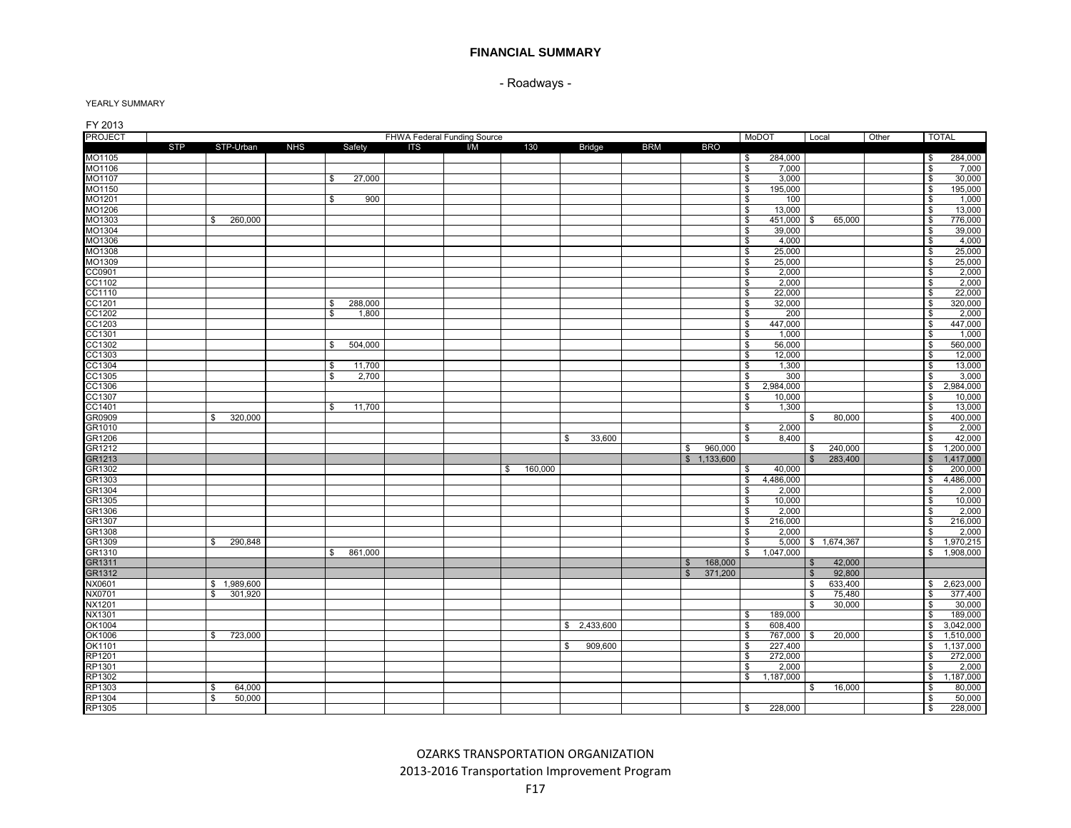# FINANCIAL SUMMARY

## - Roadways -

YEARLY SUMMARY

FY 2013

| PROJECT | FHWA Federal Funding Source | | | | | | | | | | MoDOT | Local | Other | TOTAL |
|---|---|---|---|---|---|---|---|---|---|---|---|---|---|---|
| | STP | STP-Urban | NHS | Safety | ITS | I/M | 130 | Bridge | BRM | BRO | | | | |
| MO1105 | | | | | | | | | | | $ 284,000 | | | $ 284,000 |
| MO1106 | | | | | | | | | | | $ 7,000 | | | $ 7,000 |
| MO1107 | | | | $ 27,000 | | | | | | | $ 3,000 | | | $ 30,000 |
| MO1150 | | | | | | | | | | | $ 195,000 | | | $ 195,000 |
| MO1201 | | | | $ 900 | | | | | | | $ 100 | | | $ 1,000 |
| MO1206 | | | | | | | | | | | $ 13,000 | | | $ 13,000 |
| MO1303 | | $ 260,000 | | | | | | | | | $ 451,000 | $ 65,000 | | $ 776,000 |
| MO1304 | | | | | | | | | | | $ 39,000 | | | $ 39,000 |
| MO1306 | | | | | | | | | | | $ 4,000 | | | $ 4,000 |
| MO1308 | | | | | | | | | | | $ 25,000 | | | $ 25,000 |
| MO1309 | | | | | | | | | | | $ 25,000 | | | $ 25,000 |
| CC0901 | | | | | | | | | | | $ 2,000 | | | $ 2,000 |
| CC1102 | | | | | | | | | | | $ 2,000 | | | $ 2,000 |
| CC1110 | | | | | | | | | | | $ 22,000 | | | $ 22,000 |
| CC1201 | | | | $ 288,000 | | | | | | | $ 32,000 | | | $ 320,000 |
| CC1202 | | | | $ 1,800 | | | | | | | $ 200 | | | $ 2,000 |
| CC1203 | | | | | | | | | | | $ 447,000 | | | $ 447,000 |
| CC1301 | | | | | | | | | | | $ 1,000 | | | $ 1,000 |
| CC1302 | | | | $ 504,000 | | | | | | | $ 56,000 | | | $ 560,000 |
| CC1303 | | | | | | | | | | | $ 12,000 | | | $ 12,000 |
| CC1304 | | | | $ 11,700 | | | | | | | $ 1,300 | | | $ 13,000 |
| CC1305 | | | | $ 2,700 | | | | | | | $ 300 | | | $ 3,000 |
| CC1306 | | | | | | | | | | | $ 2,984,000 | | | $ 2,984,000 |
| CC1307 | | | | | | | | | | | $ 10,000 | | | $ 10,000 |
| CC1401 | | | | $ 11,700 | | | | | | | $ 1,300 | | | $ 13,000 |
| GR0909 | | $ 320,000 | | | | | | | | | | $ 80,000 | | $ 400,000 |
| GR1010 | | | | | | | | | | | $ 2,000 | | | $ 2,000 |
| GR1206 | | | | | | | | $ 33,600 | | | $ 8,400 | | | $ 42,000 |
| GR1212 | | | | | | | | | | $ 960,000 | | $ 240,000 | | $ 1,200,000 |
| GR1213 | | | | | | | | | | $ 1,133,600 | | $ 283,400 | | $ 1,417,000 |
| GR1302 | | | | | | | $ 160,000 | | | | $ 40,000 | | | $ 200,000 |
| GR1303 | | | | | | | | | | | $ 4,486,000 | | | $ 4,486,000 |
| GR1304 | | | | | | | | | | | $ 2,000 | | | $ 2,000 |
| GR1305 | | | | | | | | | | | $ 10,000 | | | $ 10,000 |
| GR1306 | | | | | | | | | | | $ 2,000 | | | $ 2,000 |
| GR1307 | | | | | | | | | | | $ 216,000 | | | $ 216,000 |
| GR1308 | | | | | | | | | | | $ 2,000 | | | $ 2,000 |
| GR1309 | | $ 290,848 | | | | | | | | | $ 5,000 | $ 1,674,367 | | $ 1,970,215 |
| GR1310 | | | | $ 861,000 | | | | | | | $ 1,047,000 | | | $ 1,908,000 |
| GR1311 | | | | | | | | | | $ 168,000 | | $ 42,000 | | |
| GR1312 | | | | | | | | | | $ 371,200 | | $ 92,800 | | |
| NX0601 | | $ 1,989,600 | | | | | | | | | | $ 633,400 | | $ 2,623,000 |
| NX0701 | | $ 301,920 | | | | | | | | | | $ 75,480 | | $ 377,400 |
| NX1201 | | | | | | | | | | | | $ 30,000 | | $ 30,000 |
| NX1301 | | | | | | | | | | | $ 189,000 | | | $ 189,000 |
| OK1004 | | | | | | | | $ 2,433,600 | | | $ 608,400 | | | $ 3,042,000 |
| OK1006 | | $ 723,000 | | | | | | | | | $ 767,000 | $ 20,000 | | $ 1,510,000 |
| OK1101 | | | | | | | | $ 909,600 | | | $ 227,400 | | | $ 1,137,000 |
| RP1201 | | | | | | | | | | | $ 272,000 | | | $ 272,000 |
| RP1301 | | | | | | | | | | | $ 2,000 | | | $ 2,000 |
| RP1302 | | | | | | | | | | | $ 1,187,000 | | | $ 1,187,000 |
| RP1303 | | $ 64,000 | | | | | | | | | | $ 16,000 | | $ 80,000 |
| RP1304 | | $ 50,000 | | | | | | | | | | | | $ 50,000 |
| RP1305 | | | | | | | | | | | $ 228,000 | | | $ 228,000 |

OZARKS TRANSPORTATION ORGANIZATION
2013-2016 Transportation Improvement Program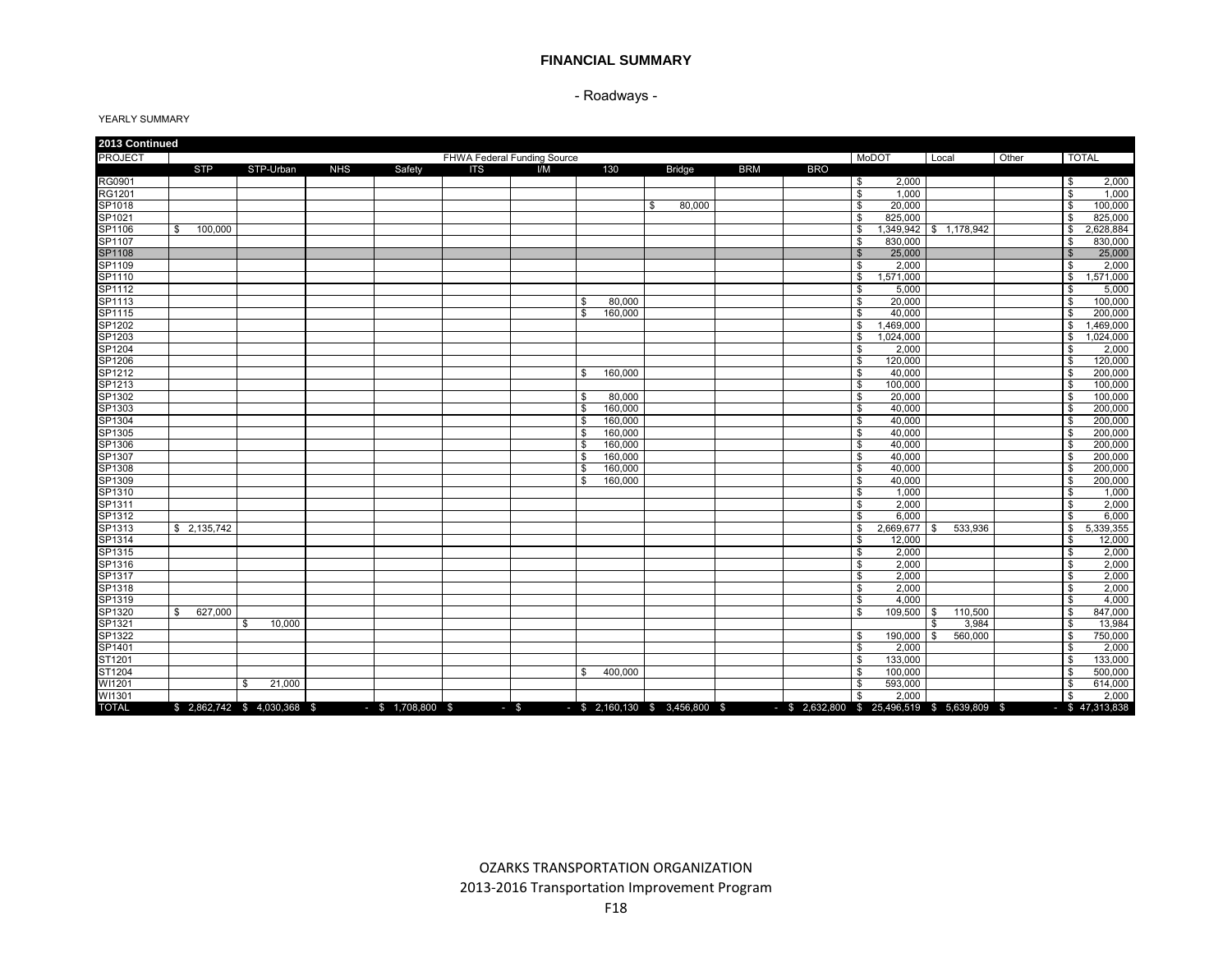# FINANCIAL SUMMARY

## - Roadways -

YEARLY SUMMARY

| 2013 Continued | | | | | | | | | | | | | | |
|---|---|---|---|---|---|---|---|---|---|---|---|---|---|---|
| PROJECT | FHWA Federal Funding Source | | | | | | | | | | MoDOT | Local | Other | TOTAL |
| | STP | STP-Urban | NHS | Safety | ITS | I/M | 130 | Bridge | BRM | BRO | | | | |
| RG0901 | | | | | | | | | | | $ 2,000 | | | $ 2,000 |
| RG1201 | | | | | | | | | | | $ 1,000 | | | $ 1,000 |
| SP1018 | | | | | | | | $ 80,000 | | | $ 20,000 | | | $ 100,000 |
| SP1021 | | | | | | | | | | | $ 825,000 | | | $ 825,000 |
| SP1106 | $ 100,000 | | | | | | | | | | $ 1,349,942 | $ 1,178,942 | | $ 2,628,884 |
| SP1107 | | | | | | | | | | | $ 830,000 | | | $ 830,000 |
| SP1108 | | | | | | | | | | | $ 25,000 | | | $ 25,000 |
| SP1109 | | | | | | | | | | | $ 2,000 | | | $ 2,000 |
| SP1110 | | | | | | | | | | | $ 1,571,000 | | | $ 1,571,000 |
| SP1112 | | | | | | | | | | | $ 5,000 | | | $ 5,000 |
| SP1113 | | | | | | | $ 80,000 | | | | $ 20,000 | | | $ 100,000 |
| SP1115 | | | | | | | $ 160,000 | | | | $ 40,000 | | | $ 200,000 |
| SP1202 | | | | | | | | | | | $ 1,469,000 | | | $ 1,469,000 |
| SP1203 | | | | | | | | | | | $ 1,024,000 | | | $ 1,024,000 |
| SP1204 | | | | | | | | | | | $ 2,000 | | | $ 2,000 |
| SP1206 | | | | | | | | | | | $ 120,000 | | | $ 120,000 |
| SP1212 | | | | | | | $ 160,000 | | | | $ 40,000 | | | $ 200,000 |
| SP1213 | | | | | | | | | | | $ 100,000 | | | $ 100,000 |
| SP1302 | | | | | | | $ 80,000 | | | | $ 20,000 | | | $ 100,000 |
| SP1303 | | | | | | | $ 160,000 | | | | $ 40,000 | | | $ 200,000 |
| SP1304 | | | | | | | $ 160,000 | | | | $ 40,000 | | | $ 200,000 |
| SP1305 | | | | | | | $ 160,000 | | | | $ 40,000 | | | $ 200,000 |
| SP1306 | | | | | | | $ 160,000 | | | | $ 40,000 | | | $ 200,000 |
| SP1307 | | | | | | | $ 160,000 | | | | $ 40,000 | | | $ 200,000 |
| SP1308 | | | | | | | $ 160,000 | | | | $ 40,000 | | | $ 200,000 |
| SP1309 | | | | | | | $ 160,000 | | | | $ 40,000 | | | $ 200,000 |
| SP1310 | | | | | | | | | | | $ 1,000 | | | $ 1,000 |
| SP1311 | | | | | | | | | | | $ 2,000 | | | $ 2,000 |
| SP1312 | | | | | | | | | | | $ 6,000 | | | $ 6,000 |
| SP1313 | $ 2,135,742 | | | | | | | | | | $ 2,669,677 | $ 533,936 | | $ 5,339,355 |
| SP1314 | | | | | | | | | | | $ 12,000 | | | $ 12,000 |
| SP1315 | | | | | | | | | | | $ 2,000 | | | $ 2,000 |
| SP1316 | | | | | | | | | | | $ 2,000 | | | $ 2,000 |
| SP1317 | | | | | | | | | | | $ 2,000 | | | $ 2,000 |
| SP1318 | | | | | | | | | | | $ 2,000 | | | $ 2,000 |
| SP1319 | | | | | | | | | | | $ 4,000 | | | $ 4,000 |
| SP1320 | $ 627,000 | | | | | | | | | | $ 109,500 | $ 110,500 | | $ 847,000 |
| SP1321 | | $ 10,000 | | | | | | | | | | $ 3,984 | | $ 13,984 |
| SP1322 | | | | | | | | | | | $ 190,000 | $ 560,000 | | $ 750,000 |
| SP1401 | | | | | | | | | | | $ 2,000 | | | $ 2,000 |
| ST1201 | | | | | | | | | | | $ 133,000 | | | $ 133,000 |
| ST1204 | | | | | | | $ 400,000 | | | | $ 100,000 | | | $ 500,000 |
| WI1201 | | $ 21,000 | | | | | | | | | $ 593,000 | | | $ 614,000 |
| WI1301 | | | | | | | | | | | $ 2,000 | | | $ 2,000 |
| TOTAL | $ 2,862,742 | $ 4,030,368 | $ - | $ 1,708,800 | $ - | $ - | $ 2,160,130 | $ 3,456,800 | $ - | $ 2,632,800 | $ 25,496,519 | $ 5,639,809 | $ - | $ 47,313,838 |

OZARKS TRANSPORTATION ORGANIZATION
2013-2016 Transportation Improvement Program
F18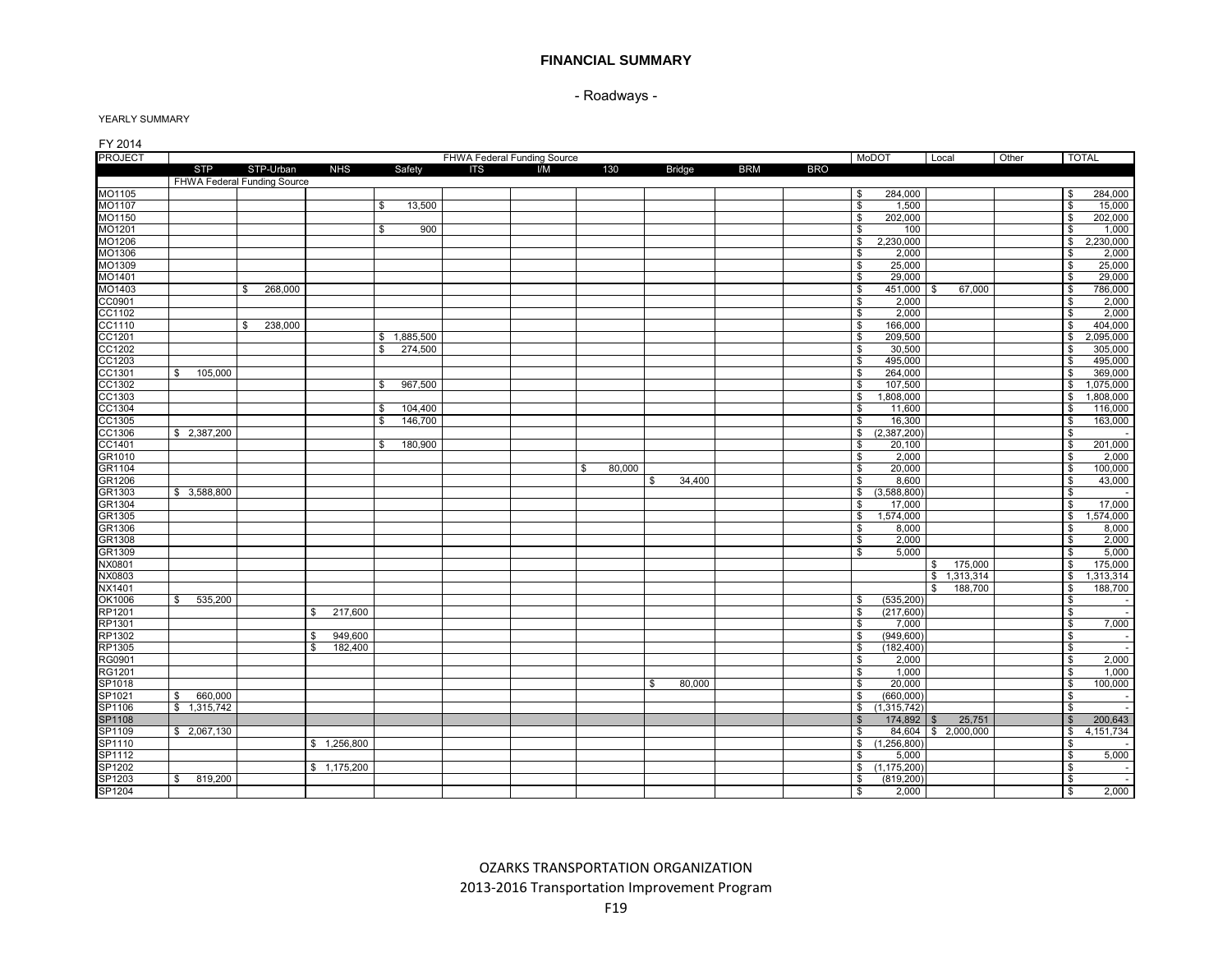# FINANCIAL SUMMARY

## - Roadways -

YEARLY SUMMARY

FY 2014

| PROJECT | FHWA Federal Funding Source | | | | | | | | | | MoDOT | Local | Other | TOTAL |
|---|---|---|---|---|---|---|---|---|---|---|---|---|---|---|
| | STP | STP-Urban | NHS | Safety | ITS | I/M | 130 | Bridge | BRM | BRO | | | | |
| | FHWA Federal Funding Source | | | | | | | | | | | | | |
| MO1105 | | | | | | | | | | | $ 284,000 | | | $ 284,000 |
| MO1107 | | | | $ 13,500 | | | | | | | $ 1,500 | | | $ 15,000 |
| MO1150 | | | | | | | | | | | $ 202,000 | | | $ 202,000 |
| MO1201 | | | | $ 900 | | | | | | | $ 100 | | | $ 1,000 |
| MO1206 | | | | | | | | | | | $ 2,230,000 | | | $ 2,230,000 |
| MO1306 | | | | | | | | | | | $ 2,000 | | | $ 2,000 |
| MO1309 | | | | | | | | | | | $ 25,000 | | | $ 25,000 |
| MO1401 | | | | | | | | | | | $ 29,000 | | | $ 29,000 |
| MO1403 | | $ 268,000 | | | | | | | | | $ 451,000 | $ 67,000 | | $ 786,000 |
| CC0901 | | | | | | | | | | | $ 2,000 | | | $ 2,000 |
| CC1102 | | | | | | | | | | | $ 2,000 | | | $ 2,000 |
| CC1110 | | $ 238,000 | | | | | | | | | $ 166,000 | | | $ 404,000 |
| CC1201 | | | | $ 1,885,500 | | | | | | | $ 209,500 | | | $ 2,095,000 |
| CC1202 | | | | $ 274,500 | | | | | | | $ 30,500 | | | $ 305,000 |
| CC1203 | | | | | | | | | | | $ 495,000 | | | $ 495,000 |
| CC1301 | $ 105,000 | | | | | | | | | | $ 264,000 | | | $ 369,000 |
| CC1302 | | | | $ 967,500 | | | | | | | $ 107,500 | | | $ 1,075,000 |
| CC1303 | | | | | | | | | | | $ 1,808,000 | | | $ 1,808,000 |
| CC1304 | | | | $ 104,400 | | | | | | | $ 11,600 | | | $ 116,000 |
| CC1305 | | | | $ 146,700 | | | | | | | $ 16,300 | | | $ 163,000 |
| CC1306 | $ 2,387,200 | | | | | | | | | | $ (2,387,200) | | | $ - |
| CC1401 | | | | $ 180,900 | | | | | | | $ 20,100 | | | $ 201,000 |
| GR1010 | | | | | | | | | | | $ 2,000 | | | $ 2,000 |
| GR1104 | | | | | | | $ 80,000 | | | | $ 20,000 | | | $ 100,000 |
| GR1206 | | | | | | | | $ 34,400 | | | $ 8,600 | | | $ 43,000 |
| GR1303 | $ 3,588,800 | | | | | | | | | | $ (3,588,800) | | | $ - |
| GR1304 | | | | | | | | | | | $ 17,000 | | | $ 17,000 |
| GR1305 | | | | | | | | | | | $ 1,574,000 | | | $ 1,574,000 |
| GR1306 | | | | | | | | | | | $ 8,000 | | | $ 8,000 |
| GR1308 | | | | | | | | | | | $ 2,000 | | | $ 2,000 |
| GR1309 | | | | | | | | | | | $ 5,000 | | | $ 5,000 |
| NX0801 | | | | | | | | | | | | $ 175,000 | | $ 175,000 |
| NX0803 | | | | | | | | | | | | $ 1,313,314 | | $ 1,313,314 |
| NX1401 | | | | | | | | | | | | $ 188,700 | | $ 188,700 |
| OK1006 | $ 535,200 | | | | | | | | | | $ (535,200) | | | $ - |
| RP1201 | | | $ 217,600 | | | | | | | | $ (217,600) | | | $ - |
| RP1301 | | | | | | | | | | | $ 7,000 | | | $ 7,000 |
| RP1302 | | | $ 949,600 | | | | | | | | $ (949,600) | | | $ - |
| RP1305 | | | $ 182,400 | | | | | | | | $ (182,400) | | | $ - |
| RG0901 | | | | | | | | | | | $ 2,000 | | | $ 2,000 |
| RG1201 | | | | | | | | | | | $ 1,000 | | | $ 1,000 |
| SP1018 | | | | | | | | $ 80,000 | | | $ 20,000 | | | $ 100,000 |
| SP1021 | $ 660,000 | | | | | | | | | | $ (660,000) | | | $ - |
| SP1106 | $ 1,315,742 | | | | | | | | | | $ (1,315,742) | | | $ - |
| SP1108 | | | | | | | | | | | $ 174,892 | $ 25,751 | | $ 200,643 |
| SP1109 | $ 2,067,130 | | | | | | | | | | $ 84,604 | $ 2,000,000 | | $ 4,151,734 |
| SP1110 | | | $ 1,256,800 | | | | | | | | $ (1,256,800) | | | $ - |
| SP1112 | | | | | | | | | | | $ 5,000 | | | $ 5,000 |
| SP1202 | | | $ 1,175,200 | | | | | | | | $ (1,175,200) | | | $ - |
| SP1203 | $ 819,200 | | | | | | | | | | $ (819,200) | | | $ - |
| SP1204 | | | | | | | | | | | $ 2,000 | | | $ 2,000 |

OZARKS TRANSPORTATION ORGANIZATION
2013-2016 Transportation Improvement Program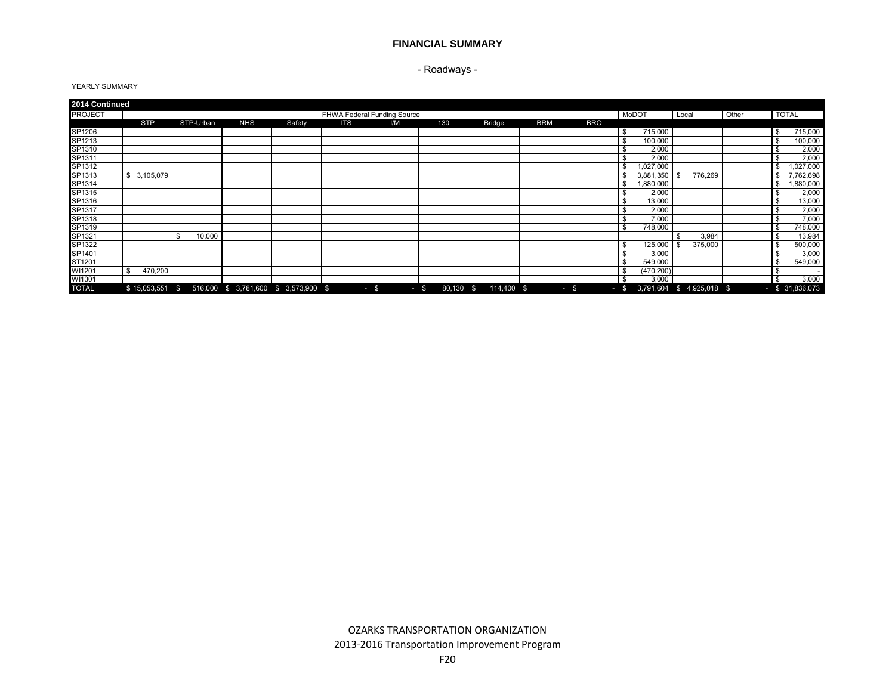# FINANCIAL SUMMARY

## - Roadways -

YEARLY SUMMARY

| 2014 Continued | | | | | | | | | | | | | | |
|---|---|---|---|---|---|---|---|---|---|---|---|---|---|---|
| PROJECT | FHWA Federal Funding Source | | | | | | | | | | MoDOT | Local | Other | TOTAL |
| | STP | STP-Urban | NHS | Safety | ITS | I/M | 130 | Bridge | BRM | BRO | | | | |
| SP1206 | | | | | | | | | | | $ 715,000 | | | $ 715,000 |
| SP1213 | | | | | | | | | | | $ 100,000 | | | $ 100,000 |
| SP1310 | | | | | | | | | | | $ 2,000 | | | $ 2,000 |
| SP1311 | | | | | | | | | | | $ 2,000 | | | $ 2,000 |
| SP1312 | | | | | | | | | | | $ 1,027,000 | | | $ 1,027,000 |
| SP1313 | $ 3,105,079 | | | | | | | | | | $ 3,881,350 | $ 776,269 | | $ 7,762,698 |
| SP1314 | | | | | | | | | | | $ 1,880,000 | | | $ 1,880,000 |
| SP1315 | | | | | | | | | | | $ 2,000 | | | $ 2,000 |
| SP1316 | | | | | | | | | | | $ 13,000 | | | $ 13,000 |
| SP1317 | | | | | | | | | | | $ 2,000 | | | $ 2,000 |
| SP1318 | | | | | | | | | | | $ 7,000 | | | $ 7,000 |
| SP1319 | | | | | | | | | | | $ 748,000 | | | $ 748,000 |
| SP1321 | | $ 10,000 | | | | | | | | | | $ 3,984 | | $ 13,984 |
| SP1322 | | | | | | | | | | | $ 125,000 | $ 375,000 | | $ 500,000 |
| SP1401 | | | | | | | | | | | $ 3,000 | | | $ 3,000 |
| ST1201 | | | | | | | | | | | $ 549,000 | | | $ 549,000 |
| WI1201 | $ 470,200 | | | | | | | | | | $ (470,200) | | | $ - |
| WI1301 | | | | | | | | | | | $ 3,000 | | | $ 3,000 |
| TOTAL | $ 15,053,551 | $ 516,000 | $ 3,781,600 | $ 3,573,900 | $ - | $ - | $ 80,130 | $ 114,400 | $ - | $ - | $ 3,791,604 | $ 4,925,018 | $ - | $ 31,836,073 |

OZARKS TRANSPORTATION ORGANIZATION
2013-2016 Transportation Improvement Program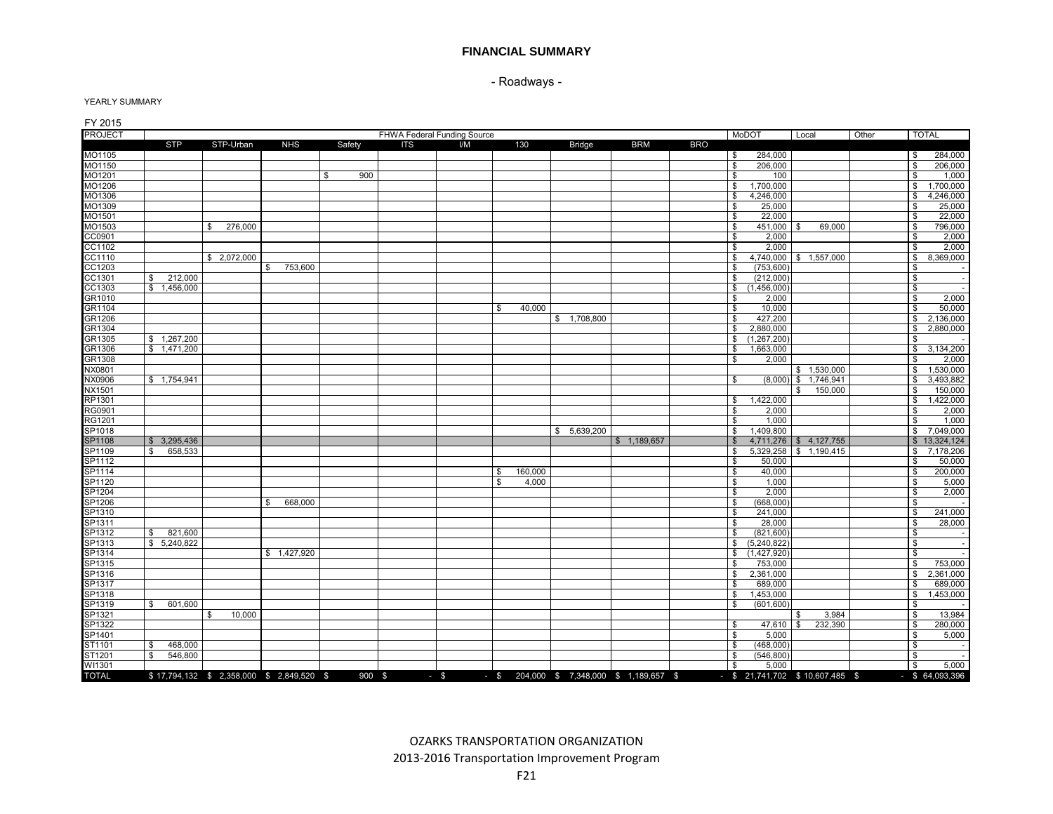# FINANCIAL SUMMARY

## - Roadways -

YEARLY SUMMARY

FY 2015

| PROJECT | FHWA Federal Funding Source | | | | | | | | | | MoDOT | Local | Other | TOTAL |
|---|---|---|---|---|---|---|---|---|---|---|---|---|---|---|
| | STP | STP-Urban | NHS | Safety | ITS | I/M | 130 | Bridge | BRM | BRO | | | | |
| MO1105 | | | | | | | | | | | $ 284,000 | | | $ 284,000 |
| MO1150 | | | | | | | | | | | $ 206,000 | | | $ 206,000 |
| MO1201 | | | | $ 900 | | | | | | | $ 100 | | | $ 1,000 |
| MO1206 | | | | | | | | | | | $ 1,700,000 | | | $ 1,700,000 |
| MO1306 | | | | | | | | | | | $ 4,246,000 | | | $ 4,246,000 |
| MO1309 | | | | | | | | | | | $ 25,000 | | | $ 25,000 |
| MO1501 | | | | | | | | | | | $ 22,000 | | | $ 22,000 |
| MO1503 | | $ 276,000 | | | | | | | | | $ 451,000 | $ 69,000 | | $ 796,000 |
| CC0901 | | | | | | | | | | | $ 2,000 | | | $ 2,000 |
| CC1102 | | | | | | | | | | | $ 2,000 | | | $ 2,000 |
| CC1110 | | $ 2,072,000 | | | | | | | | | $ 4,740,000 | $ 1,557,000 | | $ 8,369,000 |
| CC1203 | | | $ 753,600 | | | | | | | | $ (753,600) | | | $ - |
| CC1301 | $ 212,000 | | | | | | | | | | $ (212,000) | | | $ - |
| CC1303 | $ 1,456,000 | | | | | | | | | | $ (1,456,000) | | | $ - |
| GR1010 | | | | | | | | | | | $ 2,000 | | | $ 2,000 |
| GR1104 | | | | | | | $ 40,000 | | | | $ 10,000 | | | $ 50,000 |
| GR1206 | | | | | | | | $ 1,708,800 | | | $ 427,200 | | | $ 2,136,000 |
| GR1304 | | | | | | | | | | | $ 2,880,000 | | | $ 2,880,000 |
| GR1305 | $ 1,267,200 | | | | | | | | | | $ (1,267,200) | | | $ - |
| GR1306 | $ 1,471,200 | | | | | | | | | | $ 1,663,000 | | | $ 3,134,200 |
| GR1308 | | | | | | | | | | | $ 2,000 | | | $ 2,000 |
| NX0801 | | | | | | | | | | | | $ 1,530,000 | | $ 1,530,000 |
| NX0906 | $ 1,754,941 | | | | | | | | | | $ (8,000) | $ 1,746,941 | | $ 3,493,882 |
| NX1501 | | | | | | | | | | | | $ 150,000 | | $ 150,000 |
| RP1301 | | | | | | | | | | | $ 1,422,000 | | | $ 1,422,000 |
| RG0901 | | | | | | | | | | | $ 2,000 | | | $ 2,000 |
| RG1201 | | | | | | | | | | | $ 1,000 | | | $ 1,000 |
| SP1018 | | | | | | | | $ 5,639,200 | | | $ 1,409,800 | | | $ 7,049,000 |
| SP1108 | $ 3,295,436 | | | | | | | | $ 1,189,657 | | $ 4,711,276 | $ 4,127,755 | | $ 13,324,124 |
| SP1109 | $ 658,533 | | | | | | | | | | $ 5,329,258 | $ 1,190,415 | | $ 7,178,206 |
| SP1112 | | | | | | | | | | | $ 50,000 | | | $ 50,000 |
| SP1114 | | | | | | | $ 160,000 | | | | $ 40,000 | | | $ 200,000 |
| SP1120 | | | | | | | $ 4,000 | | | | $ 1,000 | | | $ 5,000 |
| SP1204 | | | | | | | | | | | $ 2,000 | | | $ 2,000 |
| SP1206 | | | $ 668,000 | | | | | | | | $ (668,000) | | | $ - |
| SP1310 | | | | | | | | | | | $ 241,000 | | | $ 241,000 |
| SP1311 | | | | | | | | | | | $ 28,000 | | | $ 28,000 |
| SP1312 | $ 821,600 | | | | | | | | | | $ (821,600) | | | $ - |
| SP1313 | $ 5,240,822 | | | | | | | | | | $ (5,240,822) | | | $ - |
| SP1314 | | | $ 1,427,920 | | | | | | | | $ (1,427,920) | | | $ - |
| SP1315 | | | | | | | | | | | $ 753,000 | | | $ 753,000 |
| SP1316 | | | | | | | | | | | $ 2,361,000 | | | $ 2,361,000 |
| SP1317 | | | | | | | | | | | $ 689,000 | | | $ 689,000 |
| SP1318 | | | | | | | | | | | $ 1,453,000 | | | $ 1,453,000 |
| SP1319 | $ 601,600 | | | | | | | | | | $ (601,600) | | | $ - |
| SP1321 | | $ 10,000 | | | | | | | | | | $ 3,984 | | $ 13,984 |
| SP1322 | | | | | | | | | | | $ 47,610 | $ 232,390 | | $ 280,000 |
| SP1401 | | | | | | | | | | | $ 5,000 | | | $ 5,000 |
| ST1101 | $ 468,000 | | | | | | | | | | $ (468,000) | | | $ - |
| ST1201 | $ 546,800 | | | | | | | | | | $ (546,800) | | | $ - |
| WI1301 | | | | | | | | | | | $ 5,000 | | | $ 5,000 |
| TOTAL | $ 17,794,132 | $ 2,358,000 | $ 2,849,520 | $ 900 | $ - | $ - | $ 204,000 | $ 7,348,000 | $ 1,189,657 | $ - | $ 21,741,702 | $ 10,607,485 | $ - | $ 64,093,396 |

OZARKS TRANSPORTATION ORGANIZATION
2013-2016 Transportation Improvement Program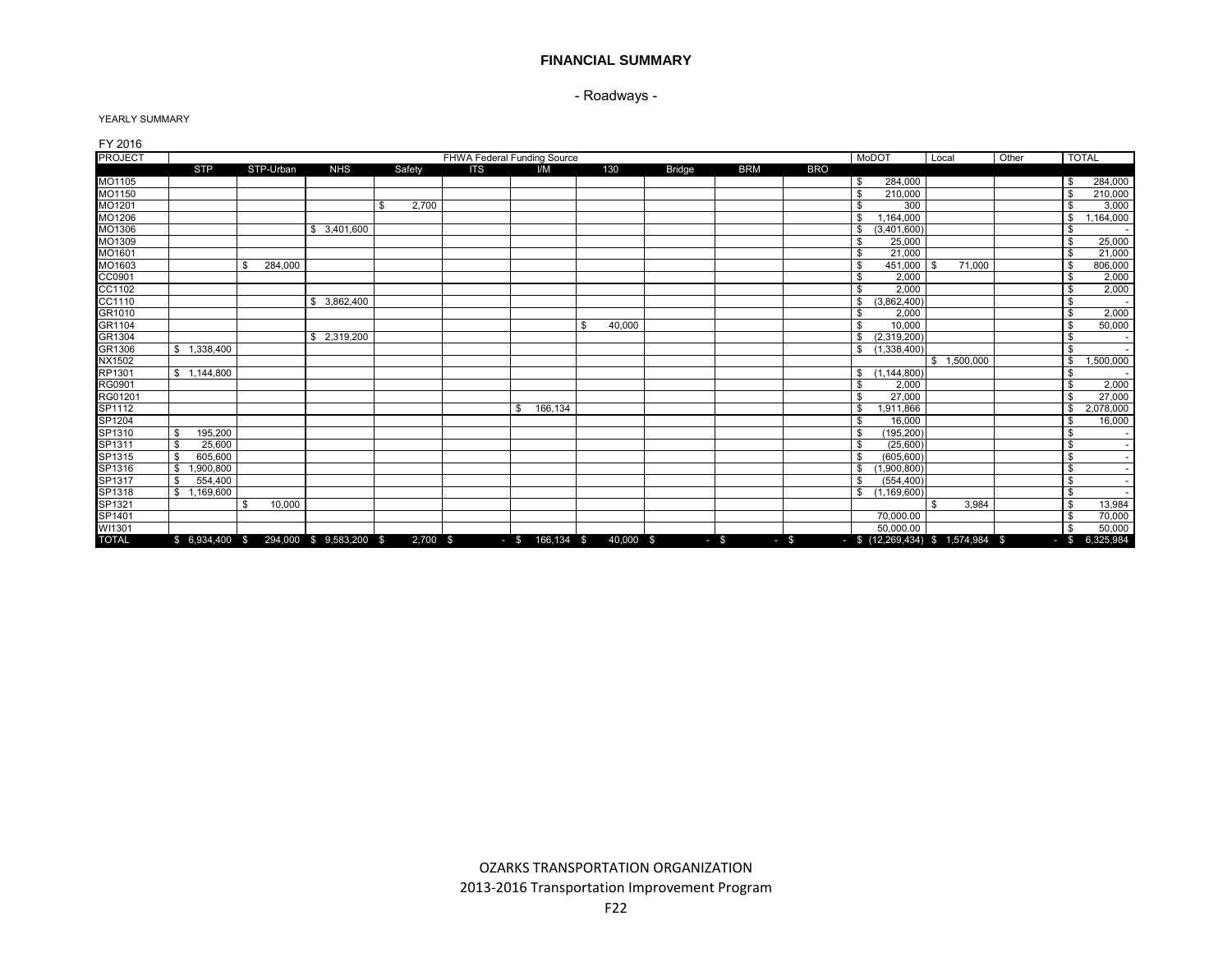# FINANCIAL SUMMARY

## - Roadways -

YEARLY SUMMARY

FY 2016

| PROJECT | FHWA Federal Funding Source | | | | | | | | | | MoDOT | Local | Other | TOTAL |
|---|---|---|---|---|---|---|---|---|---|---|---|---|---|---|
| | STP | STP-Urban | NHS | Safety | ITS | I/M | 130 | Bridge | BRM | BRO | | | | |
| MO1105 | | | | | | | | | | | $ 284,000 | | | $ 284,000 |
| MO1150 | | | | | | | | | | | $ 210,000 | | | $ 210,000 |
| MO1201 | | | | $ 2,700 | | | | | | | $ 300 | | | $ 3,000 |
| MO1206 | | | | | | | | | | | $ 1,164,000 | | | $ 1,164,000 |
| MO1306 | | | $ 3,401,600 | | | | | | | | $ (3,401,600) | | | $ - |
| MO1309 | | | | | | | | | | | $ 25,000 | | | $ 25,000 |
| MO1601 | | | | | | | | | | | $ 21,000 | | | $ 21,000 |
| MO1603 | | $ 284,000 | | | | | | | | | $ 451,000 | $ 71,000 | | $ 806,000 |
| CC0901 | | | | | | | | | | | $ 2,000 | | | $ 2,000 |
| CC1102 | | | | | | | | | | | $ 2,000 | | | $ 2,000 |
| CC1110 | | | $ 3,862,400 | | | | | | | | $ (3,862,400) | | | $ - |
| GR1010 | | | | | | | | | | | $ 2,000 | | | $ 2,000 |
| GR1104 | | | | | | | $ 40,000 | | | | $ 10,000 | | | $ 50,000 |
| GR1304 | | | $ 2,319,200 | | | | | | | | $ (2,319,200) | | | $ - |
| GR1306 | $ 1,338,400 | | | | | | | | | | $ (1,338,400) | | | $ - |
| NX1502 | | | | | | | | | | | | $ 1,500,000 | | $ 1,500,000 |
| RP1301 | $ 1,144,800 | | | | | | | | | | $ (1,144,800) | | | $ - |
| RG0901 | | | | | | | | | | | $ 2,000 | | | $ 2,000 |
| RG01201 | | | | | | | | | | | $ 27,000 | | | $ 27,000 |
| SP1112 | | | | | | $ 166,134 | | | | | $ 1,911,866 | | | $ 2,078,000 |
| SP1204 | | | | | | | | | | | $ 16,000 | | | $ 16,000 |
| SP1310 | $ 195,200 | | | | | | | | | | $ (195,200) | | | $ - |
| SP1311 | $ 25,600 | | | | | | | | | | $ (25,600) | | | $ - |
| SP1315 | $ 605,600 | | | | | | | | | | $ (605,600) | | | $ - |
| SP1316 | $ 1,900,800 | | | | | | | | | | $ (1,900,800) | | | $ - |
| SP1317 | $ 554,400 | | | | | | | | | | $ (554,400) | | | $ - |
| SP1318 | $ 1,169,600 | | | | | | | | | | $ (1,169,600) | | | $ - |
| SP1321 | | $ 10,000 | | | | | | | | | | $ 3,984 | | $ 13,984 |
| SP1401 | | | | | | | | | | | 70,000.00 | | | $ 70,000 |
| WI1301 | | | | | | | | | | | 50,000.00 | | | $ 50,000 |
| TOTAL | $ 6,934,400 | $ 294,000 | $ 9,583,200 | $ 2,700 | $ - | $ 166,134 | $ 40,000 | $ - | $ - | $ - | $ (12,269,434) | $ 1,574,984 | $ - | $ 6,325,984 |

OZARKS TRANSPORTATION ORGANIZATION

2013-2016 Transportation Improvement Program

F22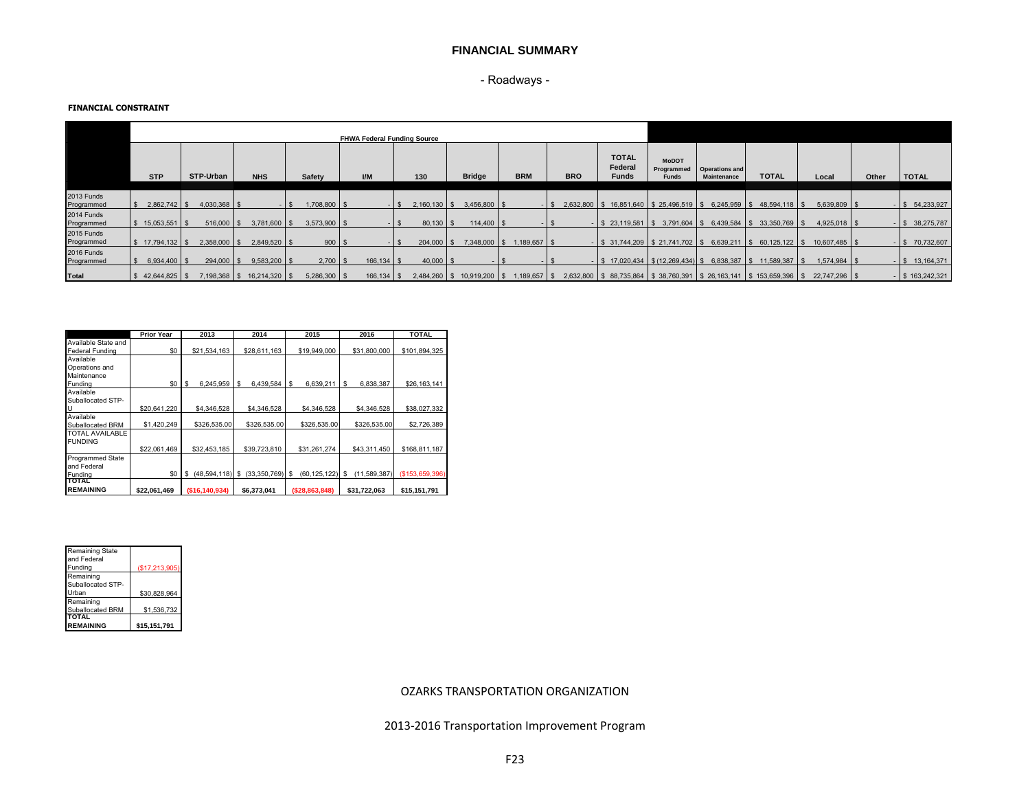# FINANCIAL SUMMARY

## - Roadways -

**FINANCIAL CONSTRAINT**

| | FHWA Federal Funding Source | | | | | | | | | | | | | | | |
|---|---|---|---|---|---|---|---|---|---|---|---|---|---|---|---|---|
| | STP | STP-Urban | NHS | Safety | I/M | 130 | Bridge | BRM | BRO | TOTAL Federal Funds | MoDOT Programmed Funds | Operations and Maintenance | TOTAL | Local | Other | TOTAL |
| 2013 Funds Programmed | $ 2,862,742 | $ 4,030,368 | $ - | $ 1,708,800 | $ - | $ 2,160,130 | $ 3,456,800 | $ - | $ 2,632,800 | $ 16,851,640 | $ 25,496,519 | $ 6,245,959 | $ 48,594,118 | $ 5,639,809 | $ - | $ 54,233,927 |
| 2014 Funds Programmed | $ 15,053,551 | $ 516,000 | $ 3,781,600 | $ 3,573,900 | $ - | $ 80,130 | $ 114,400 | $ - | $ - | $ 23,119,581 | $ 3,791,604 | $ 6,439,584 | $ 33,350,769 | $ 4,925,018 | $ - | $ 38,275,787 |
| 2015 Funds Programmed | $ 17,794,132 | $ 2,358,000 | $ 2,849,520 | $ 900 | $ - | $ 204,000 | $ 7,348,000 | $ 1,189,657 | $ - | $ 31,744,209 | $ 21,741,702 | $ 6,639,211 | $ 60,125,122 | $ 10,607,485 | $ - | $ 70,732,607 |
| 2016 Funds Programmed | $ 6,934,400 | $ 294,000 | $ 9,583,200 | $ 2,700 | $ 166,134 | $ 40,000 | $ - | $ - | $ - | $ 17,020,434 | $ (12,269,434) | $ 6,838,387 | $ 11,589,387 | $ 1,574,984 | $ - | $ 13,164,371 |
| **Total** | $ 42,644,825 | $ 7,198,368 | $ 16,214,320 | $ 5,286,300 | $ 166,134 | $ 2,484,260 | $ 10,919,200 | $ 1,189,657 | $ 2,632,800 | $ 88,735,864 | $ 38,760,391 | $ 26,163,141 | $ 153,659,396 | $ 22,747,296 | $ - | $ 163,242,321 |

| | Prior Year | 2013 | 2014 | 2015 | 2016 | TOTAL |
|---|---|---|---|---|---|---|
| Available State and Federal Funding | $0 | $21,534,163 | $28,611,163 | $19,949,000 | $31,800,000 | $101,894,325 |
| Available Operations and Maintenance Funding | $0 | $ 6,245,959 | $ 6,439,584 | $ 6,639,211 | $ 6,838,387 | $26,163,141 |
| Available Suballocated STP-U | $20,641,220 | $4,346,528 | $4,346,528 | $4,346,528 | $4,346,528 | $38,027,332 |
| Available Suballocated BRM | $1,420,249 | $326,535.00 | $326,535.00 | $326,535.00 | $326,535.00 | $2,726,389 |
| TOTAL AVAILABLE FUNDING | $22,061,469 | $32,453,185 | $39,723,810 | $31,261,274 | $43,311,450 | $168,811,187 |
| Programmed State and Federal Funding | $0 | $ (48,594,118) | $ (33,350,769) | $ (60,125,122) | $ (11,589,387) | ($153,659,396) |
| **TOTAL REMAINING** | **$22,061,469** | **($16,140,934)** | **$6,373,041** | **($28,863,848)** | **$31,722,063** | **$15,151,791** |

| | |
|---|---|
| Remaining State and Federal Funding | ($17,213,905) |
| Remaining Suballocated STP-Urban | $30,828,964 |
| Remaining Suballocated BRM | $1,536,732 |
| **TOTAL REMAINING** | **$15,151,791** |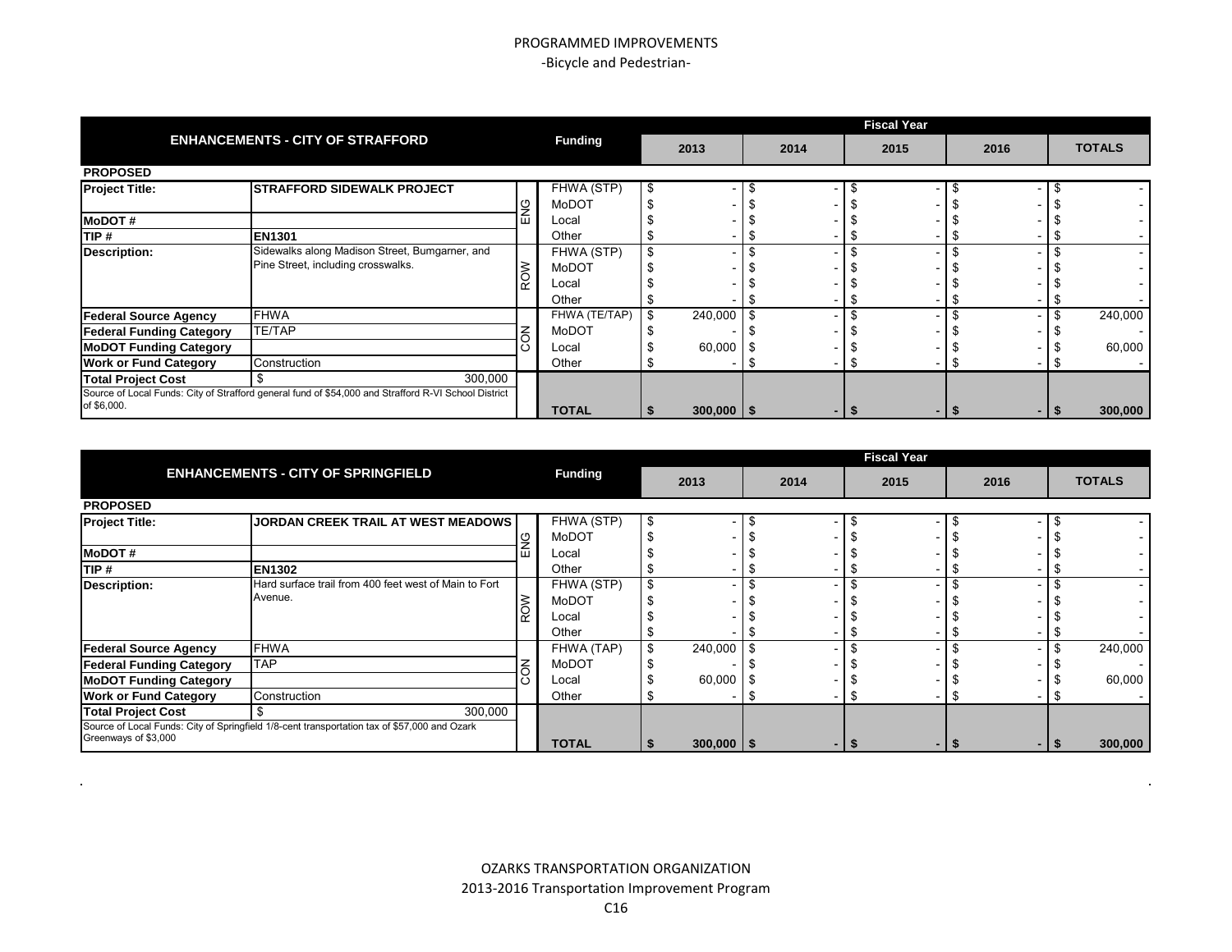PROGRAMMED IMPROVEMENTS

-Bicycle and Pedestrian-

| ENHANCEMENTS - CITY OF STRAFFORD | | | Funding | 2013 | 2014 | 2015 | 2016 | TOTALS |
|---|---|---|---|---|---|---|---|---|
| **PROPOSED** | | | | | | | | |
| **Project Title:** | **STRAFFORD SIDEWALK PROJECT** | ENG | FHWA (STP) | $ - | $ - | $ - | $ - | $ - |
| | | ENG | MoDOT | $ - | $ - | $ - | $ - | $ - |
| **MoDOT #** | | ENG | Local | $ - | $ - | $ - | $ - | $ - |
| **TIP #** | **EN1301** | ENG | Other | $ - | $ - | $ - | $ - | $ - |
| **Description:** | Sidewalks along Madison Street, Bumgarner, and Pine Street, including crosswalks. | ROW | FHWA (STP) | $ - | $ - | $ - | $ - | $ - |
| | | ROW | MoDOT | $ - | $ - | $ - | $ - | $ - |
| | | ROW | Local | $ - | $ - | $ - | $ - | $ - |
| | | ROW | Other | $ - | $ - | $ - | $ - | $ - |
| **Federal Source Agency** | FHWA | CON | FHWA (TE/TAP) | $ 240,000 | $ - | $ - | $ - | $ 240,000 |
| **Federal Funding Category** | TE/TAP | CON | MoDOT | $ - | $ - | $ - | $ - | $ - |
| **MoDOT Funding Category** | | CON | Local | $ 60,000 | $ - | $ - | $ - | $ 60,000 |
| **Work or Fund Category** | Construction | CON | Other | $ - | $ - | $ - | $ - | $ - |
| **Total Project Cost** | $ 300,000 | | | | | | | |
| Source of Local Funds: City of Strafford general fund of $54,000 and Strafford R-VI School District of $6,000. | | | **TOTAL** | **$ 300,000** | **$ -** | **$ -** | **$ -** | **$ 300,000** |

| ENHANCEMENTS - CITY OF SPRINGFIELD | | | Funding | 2013 | 2014 | 2015 | 2016 | TOTALS |
|---|---|---|---|---|---|---|---|---|
| **PROPOSED** | | | | | | | | |
| **Project Title:** | **JORDAN CREEK TRAIL AT WEST MEADOWS** | ENG | FHWA (STP) | $ - | $ - | $ - | $ - | $ - |
| | | ENG | MoDOT | $ - | $ - | $ - | $ - | $ - |
| **MoDOT #** | | ENG | Local | $ - | $ - | $ - | $ - | $ - |
| **TIP #** | **EN1302** | ENG | Other | $ - | $ - | $ - | $ - | $ - |
| **Description:** | Hard surface trail from 400 feet west of Main to Fort Avenue. | ROW | FHWA (STP) | $ - | $ - | $ - | $ - | $ - |
| | | ROW | MoDOT | $ - | $ - | $ - | $ - | $ - |
| | | ROW | Local | $ - | $ - | $ - | $ - | $ - |
| | | ROW | Other | $ - | $ - | $ - | $ - | $ - |
| **Federal Source Agency** | FHWA | CON | FHWA (TAP) | $ 240,000 | $ - | $ - | $ - | $ 240,000 |
| **Federal Funding Category** | TAP | CON | MoDOT | $ - | $ - | $ - | $ - | $ - |
| **MoDOT Funding Category** | | CON | Local | $ 60,000 | $ - | $ - | $ - | $ 60,000 |
| **Work or Fund Category** | Construction | CON | Other | $ - | $ - | $ - | $ - | $ - |
| **Total Project Cost** | $ 300,000 | | | | | | | |
| Source of Local Funds: City of Springfield 1/8-cent transportation tax of $57,000 and Ozark Greenways of $3,000 | | | **TOTAL** | **$ 300,000** | **$ -** | **$ -** | **$ -** | **$ 300,000** |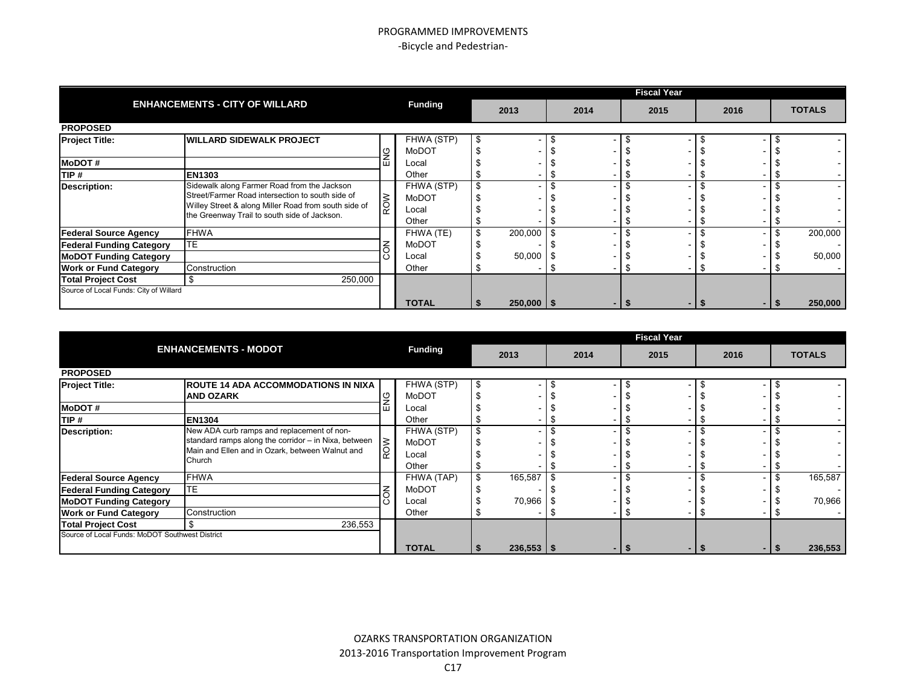# PROGRAMMED IMPROVEMENTS

## -Bicycle and Pedestrian-

| ENHANCEMENTS - CITY OF WILLARD | | | Funding | Fiscal Year 2013 | 2014 | 2015 | 2016 | TOTALS |
|---|---|---|---|---|---|---|---|---|
| **PROPOSED** | | | | | | | | |
| **Project Title:** | **WILLARD SIDEWALK PROJECT** | ENG | FHWA (STP) | $ - | $ - | $ - | $ - | $ - |
| | | ENG | MoDOT | $ - | $ - | $ - | $ - | $ - |
| **MoDOT #** | | ENG | Local | $ - | $ - | $ - | $ - | $ - |
| **TIP #** | **EN1303** | ENG | Other | $ - | $ - | $ - | $ - | $ - |
| **Description:** | Sidewalk along Farmer Road from the Jackson Street/Farmer Road intersection to south side of Willey Street & along Miller Road from south side of the Greenway Trail to south side of Jackson. | ROW | FHWA (STP) | $ - | $ - | $ - | $ - | $ - |
| | | ROW | MoDOT | $ - | $ - | $ - | $ - | $ - |
| | | ROW | Local | $ - | $ - | $ - | $ - | $ - |
| | | ROW | Other | $ - | $ - | $ - | $ - | $ - |
| **Federal Source Agency** | FHWA | CON | FHWA (TE) | $ 200,000 | $ - | $ - | $ - | $ 200,000 |
| **Federal Funding Category** | TE | CON | MoDOT | $ - | $ - | $ - | $ - | $ - |
| **MoDOT Funding Category** | | CON | Local | $ 50,000 | $ - | $ - | $ - | $ 50,000 |
| **Work or Fund Category** | Construction | CON | Other | $ - | $ - | $ - | $ - | $ - |
| **Total Project Cost** | $ 250,000 | | | | | | | |
| Source of Local Funds: City of Willard | | | **TOTAL** | **$ 250,000** | **$ -** | **$ -** | **$ -** | **$ 250,000** |

| ENHANCEMENTS - MODOT | | | Funding | Fiscal Year 2013 | 2014 | 2015 | 2016 | TOTALS |
|---|---|---|---|---|---|---|---|---|
| **PROPOSED** | | | | | | | | |
| **Project Title:** | **ROUTE 14 ADA ACCOMMODATIONS IN NIXA AND OZARK** | ENG | FHWA (STP) | $ - | $ - | $ - | $ - | $ - |
| | | ENG | MoDOT | $ - | $ - | $ - | $ - | $ - |
| **MoDOT #** | | ENG | Local | $ - | $ - | $ - | $ - | $ - |
| **TIP #** | **EN1304** | ENG | Other | $ - | $ - | $ - | $ - | $ - |
| **Description:** | New ADA curb ramps and replacement of non-standard ramps along the corridor – in Nixa, between Main and Ellen and in Ozark, between Walnut and Church | ROW | FHWA (STP) | $ - | $ - | $ - | $ - | $ - |
| | | ROW | MoDOT | $ - | $ - | $ - | $ - | $ - |
| | | ROW | Local | $ - | $ - | $ - | $ - | $ - |
| | | ROW | Other | $ - | $ - | $ - | $ - | $ - |
| **Federal Source Agency** | FHWA | CON | FHWA (TAP) | $ 165,587 | $ - | $ - | $ - | $ 165,587 |
| **Federal Funding Category** | TE | CON | MoDOT | $ - | $ - | $ - | $ - | $ - |
| **MoDOT Funding Category** | | CON | Local | $ 70,966 | $ - | $ - | $ - | $ 70,966 |
| **Work or Fund Category** | Construction | CON | Other | $ - | $ - | $ - | $ - | $ - |
| **Total Project Cost** | $ 236,553 | | | | | | | |
| Source of Local Funds: MoDOT Southwest District | | | **TOTAL** | **$ 236,553** | **$ -** | **$ -** | **$ -** | **$ 236,553** |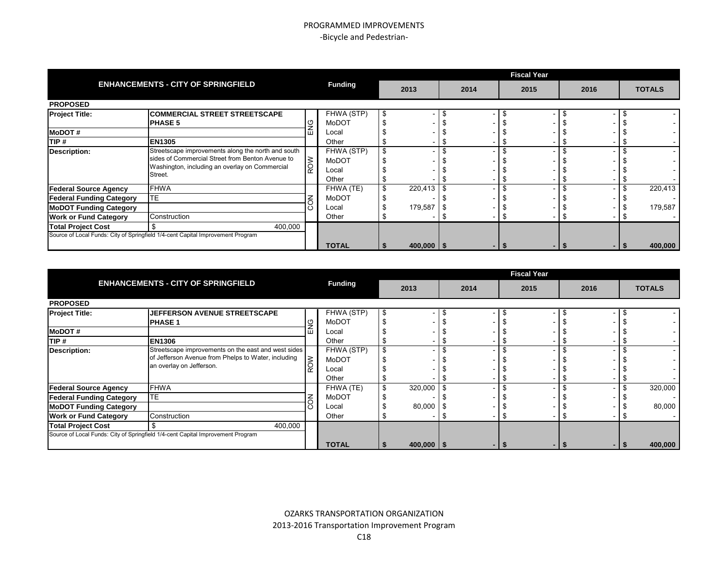# PROGRAMMED IMPROVEMENTS
## -Bicycle and Pedestrian-

| ENHANCEMENTS - CITY OF SPRINGFIELD | | | Funding | 2013 | 2014 | 2015 | 2016 | TOTALS |
|---|---|---|---|---|---|---|---|---|
| **PROPOSED** | | | | | | | | |
| **Project Title:** | **COMMERCIAL STREET STREETSCAPE PHASE 5** | ENG | FHWA (STP) | $ - | $ - | $ - | $ - | $ - |
| | | | MoDOT | $ - | $ - | $ - | $ - | $ - |
| **MoDOT #** | | | Local | $ - | $ - | $ - | $ - | $ - |
| **TIP #** | **EN1305** | | Other | $ - | $ - | $ - | $ - | $ - |
| **Description:** | Streetscape improvements along the north and south sides of Commercial Street from Benton Avenue to Washington, including an overlay on Commercial Street. | ROW | FHWA (STP) | $ - | $ - | $ - | $ - | $ - |
| | | | MoDOT | $ - | $ - | $ - | $ - | $ - |
| | | | Local | $ - | $ - | $ - | $ - | $ - |
| | | | Other | $ - | $ - | $ - | $ - | $ - |
| **Federal Source Agency** | FHWA | CON | FHWA (TE) | $ 220,413 | $ - | $ - | $ - | $ 220,413 |
| **Federal Funding Category** | TE | | MoDOT | $ - | $ - | $ - | $ - | $ - |
| **MoDOT Funding Category** | | | Local | $ 179,587 | $ - | $ - | $ - | $ 179,587 |
| **Work or Fund Category** | Construction | | Other | $ - | $ - | $ - | $ - | $ - |
| **Total Project Cost** | $ 400,000 | | | | | | | |
| Source of Local Funds: City of Springfield 1/4-cent Capital Improvement Program | | | **TOTAL** | **$ 400,000** | **$ -** | **$ -** | **$ -** | **$ 400,000** |

| ENHANCEMENTS - CITY OF SPRINGFIELD | | | Funding | 2013 | 2014 | 2015 | 2016 | TOTALS |
|---|---|---|---|---|---|---|---|---|
| **PROPOSED** | | | | | | | | |
| **Project Title:** | **JEFFERSON AVENUE STREETSCAPE PHASE 1** | ENG | FHWA (STP) | $ - | $ - | $ - | $ - | $ - |
| | | | MoDOT | $ - | $ - | $ - | $ - | $ - |
| **MoDOT #** | | | Local | $ - | $ - | $ - | $ - | $ - |
| **TIP #** | **EN1306** | | Other | $ - | $ - | $ - | $ - | $ - |
| **Description:** | Streetscape improvements on the east and west sides of Jefferson Avenue from Phelps to Water, including an overlay on Jefferson. | ROW | FHWA (STP) | $ - | $ - | $ - | $ - | $ - |
| | | | MoDOT | $ - | $ - | $ - | $ - | $ - |
| | | | Local | $ - | $ - | $ - | $ - | $ - |
| | | | Other | $ - | $ - | $ - | $ - | $ - |
| **Federal Source Agency** | FHWA | CON | FHWA (TE) | $ 320,000 | $ - | $ - | $ - | $ 320,000 |
| **Federal Funding Category** | TE | | MoDOT | $ - | $ - | $ - | $ - | $ - |
| **MoDOT Funding Category** | | | Local | $ 80,000 | $ - | $ - | $ - | $ 80,000 |
| **Work or Fund Category** | Construction | | Other | $ - | $ - | $ - | $ - | $ - |
| **Total Project Cost** | $ 400,000 | | | | | | | |
| Source of Local Funds: City of Springfield 1/4-cent Capital Improvement Program | | | **TOTAL** | **$ 400,000** | **$ -** | **$ -** | **$ -** | **$ 400,000** |

OZARKS TRANSPORTATION ORGANIZATION
2013-2016 Transportation Improvement Program
C18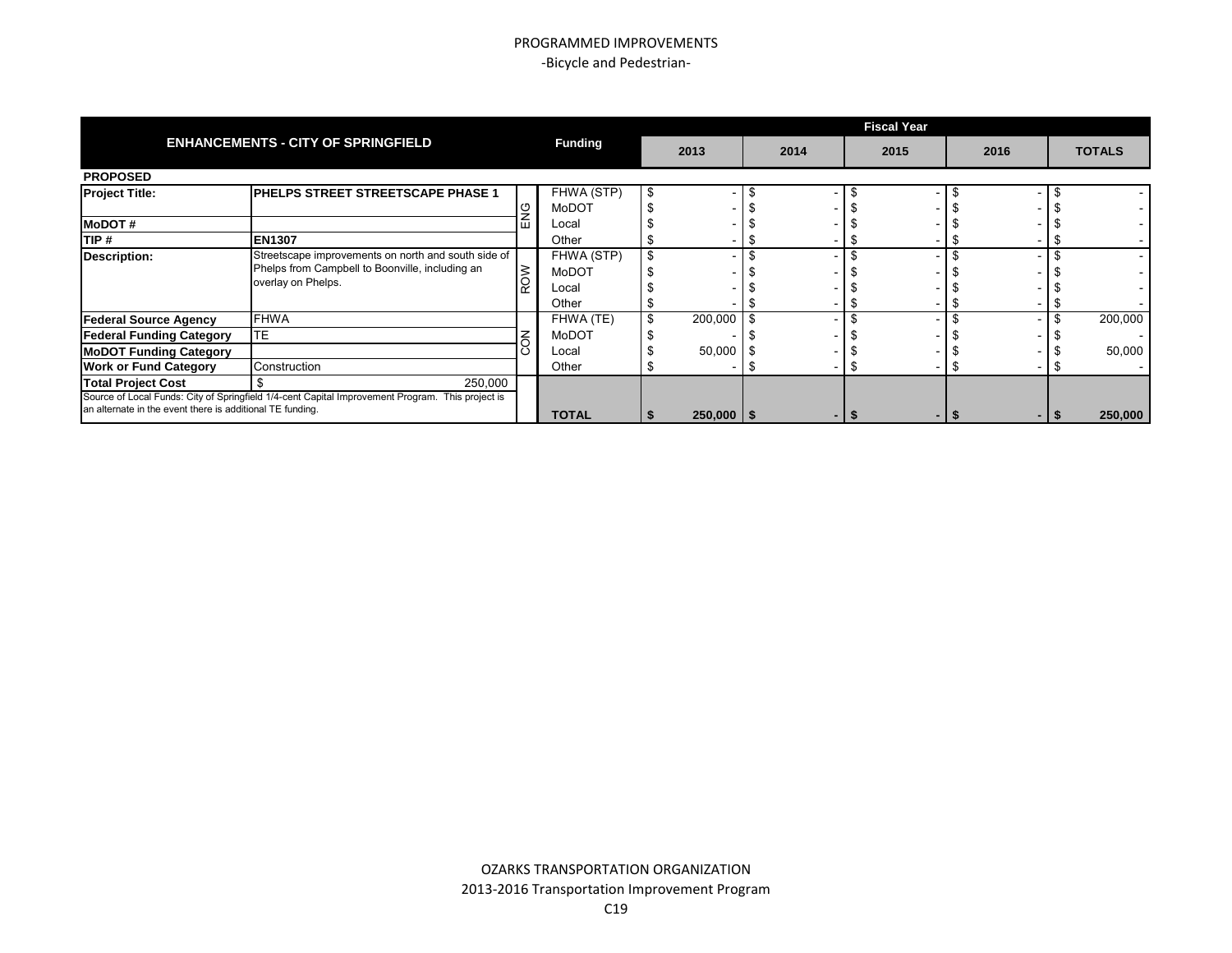# PROGRAMMED IMPROVEMENTS

## -Bicycle and Pedestrian-

| ENHANCEMENTS - CITY OF SPRINGFIELD | | | Funding | 2013 | 2014 | 2015 | 2016 | TOTALS |
|---|---|---|---|---|---|---|---|---|
| **PROPOSED** | | | | | | | | |
| **Project Title:** | **PHELPS STREET STREETSCAPE PHASE 1** | ENG | FHWA (STP) | $ - | $ - | $ - | $ - | $ - |
| | | | MoDOT | $ - | $ - | $ - | $ - | $ - |
| **MoDOT #** | | | Local | $ - | $ - | $ - | $ - | $ - |
| **TIP #** | **EN1307** | | Other | $ - | $ - | $ - | $ - | $ - |
| **Description:** | Streetscape improvements on north and south side of Phelps from Campbell to Boonville, including an overlay on Phelps. | ROW | FHWA (STP) | $ - | $ - | $ - | $ - | $ - |
| | | | MoDOT | $ - | $ - | $ - | $ - | $ - |
| | | | Local | $ - | $ - | $ - | $ - | $ - |
| | | | Other | $ - | $ - | $ - | $ - | $ - |
| **Federal Source Agency** | FHWA | CON | FHWA (TE) | $ 200,000 | $ - | $ - | $ - | $ 200,000 |
| **Federal Funding Category** | TE | | MoDOT | $ - | $ - | $ - | $ - | $ - |
| **MoDOT Funding Category** | | | Local | $ 50,000 | $ - | $ - | $ - | $ 50,000 |
| **Work or Fund Category** | Construction | | Other | $ - | $ - | $ - | $ - | $ - |
| **Total Project Cost** | $ 250,000 | | | | | | | |
| Source of Local Funds: City of Springfield 1/4-cent Capital Improvement Program. This project is an alternate in the event there is additional TE funding. | | | **TOTAL** | **$ 250,000** | **$ -** | **$ -** | **$ -** | **$ 250,000** |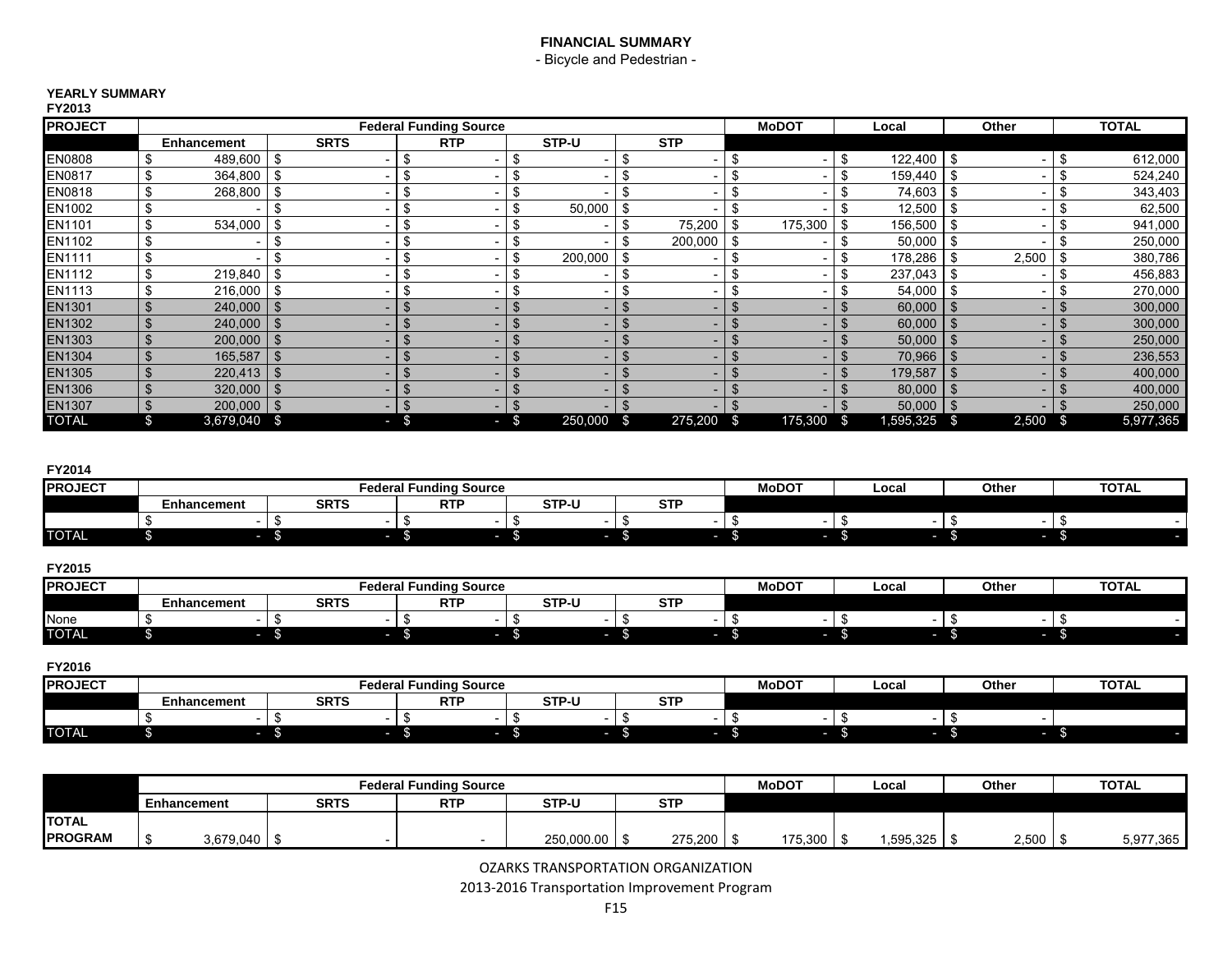# FINANCIAL SUMMARY

- Bicycle and Pedestrian -

## YEARLY SUMMARY

### FY2013

| PROJECT | Federal Funding Source | | | | | MoDOT | Local | Other | TOTAL |
|---|---|---|---|---|---|---|---|---|---|
| | Enhancement | SRTS | RTP | STP-U | STP | | | | |
| EN0808 | $ 489,600 | $ - | $ - | $ - | $ - | $ - | $ 122,400 | $ - | $ 612,000 |
| EN0817 | $ 364,800 | $ - | $ - | $ - | $ - | $ - | $ 159,440 | $ - | $ 524,240 |
| EN0818 | $ 268,800 | $ - | $ - | $ - | $ - | $ - | $ 74,603 | $ - | $ 343,403 |
| EN1002 | $ - | $ - | $ - | $ 50,000 | $ - | $ - | $ 12,500 | $ - | $ 62,500 |
| EN1101 | $ 534,000 | $ - | $ - | $ - | $ 75,200 | $ 175,300 | $ 156,500 | $ - | $ 941,000 |
| EN1102 | $ - | $ - | $ - | $ - | $ 200,000 | $ - | $ 50,000 | $ - | $ 250,000 |
| EN1111 | $ - | $ - | $ - | $ 200,000 | $ - | $ - | $ 178,286 | $ 2,500 | $ 380,786 |
| EN1112 | $ 219,840 | $ - | $ - | $ - | $ - | $ - | $ 237,043 | $ - | $ 456,883 |
| EN1113 | $ 216,000 | $ - | $ - | $ - | $ - | $ - | $ 54,000 | $ - | $ 270,000 |
| EN1301 | $ 240,000 | $ - | $ - | $ - | $ - | $ - | $ 60,000 | $ - | $ 300,000 |
| EN1302 | $ 240,000 | $ - | $ - | $ - | $ - | $ - | $ 60,000 | $ - | $ 300,000 |
| EN1303 | $ 200,000 | $ - | $ - | $ - | $ - | $ - | $ 50,000 | $ - | $ 250,000 |
| EN1304 | $ 165,587 | $ - | $ - | $ - | $ - | $ - | $ 70,966 | $ - | $ 236,553 |
| EN1305 | $ 220,413 | $ - | $ - | $ - | $ - | $ - | $ 179,587 | $ - | $ 400,000 |
| EN1306 | $ 320,000 | $ - | $ - | $ - | $ - | $ - | $ 80,000 | $ - | $ 400,000 |
| EN1307 | $ 200,000 | $ - | $ - | $ - | $ - | $ - | $ 50,000 | $ - | $ 250,000 |
| TOTAL | $ 3,679,040 | $ - | $ - | $ 250,000 | $ 275,200 | $ 175,300 | $ 1,595,325 | $ 2,500 | $ 5,977,365 |

### FY2014

| PROJECT | Federal Funding Source | | | | | MoDOT | Local | Other | TOTAL |
|---|---|---|---|---|---|---|---|---|---|
| | Enhancement | SRTS | RTP | STP-U | STP | | | | |
| | $ - | $ - | $ - | $ - | $ - | $ - | $ - | $ - | $ - |
| TOTAL | $ - | $ - | $ - | $ - | $ - | $ - | $ - | $ - | $ - |

### FY2015

| PROJECT | Federal Funding Source | | | | | MoDOT | Local | Other | TOTAL |
|---|---|---|---|---|---|---|---|---|---|
| | Enhancement | SRTS | RTP | STP-U | STP | | | | |
| None | $ - | $ - | $ - | $ - | $ - | $ - | $ - | $ - | $ - |
| TOTAL | $ - | $ - | $ - | $ - | $ - | $ - | $ - | $ - | $ - |

### FY2016

| PROJECT | Federal Funding Source | | | | | MoDOT | Local | Other | TOTAL |
|---|---|---|---|---|---|---|---|---|---|
| | Enhancement | SRTS | RTP | STP-U | STP | | | | |
| | $ - | $ - | $ - | $ - | $ - | $ - | $ - | $ - | |
| TOTAL | $ - | $ - | $ - | $ - | $ - | $ - | $ - | $ - | $ - |

| | Federal Funding Source | | | | | MoDOT | Local | Other | TOTAL |
|---|---|---|---|---|---|---|---|---|---|
| | Enhancement | SRTS | RTP | STP-U | STP | | | | |
| TOTAL PROGRAM | $ 3,679,040 | $ - | - | 250,000.00 | $ 275,200 | $ 175,300 | $ 1,595,325 | $ 2,500 | $ 5,977,365 |

OZARKS TRANSPORTATION ORGANIZATION

2013-2016 Transportation Improvement Program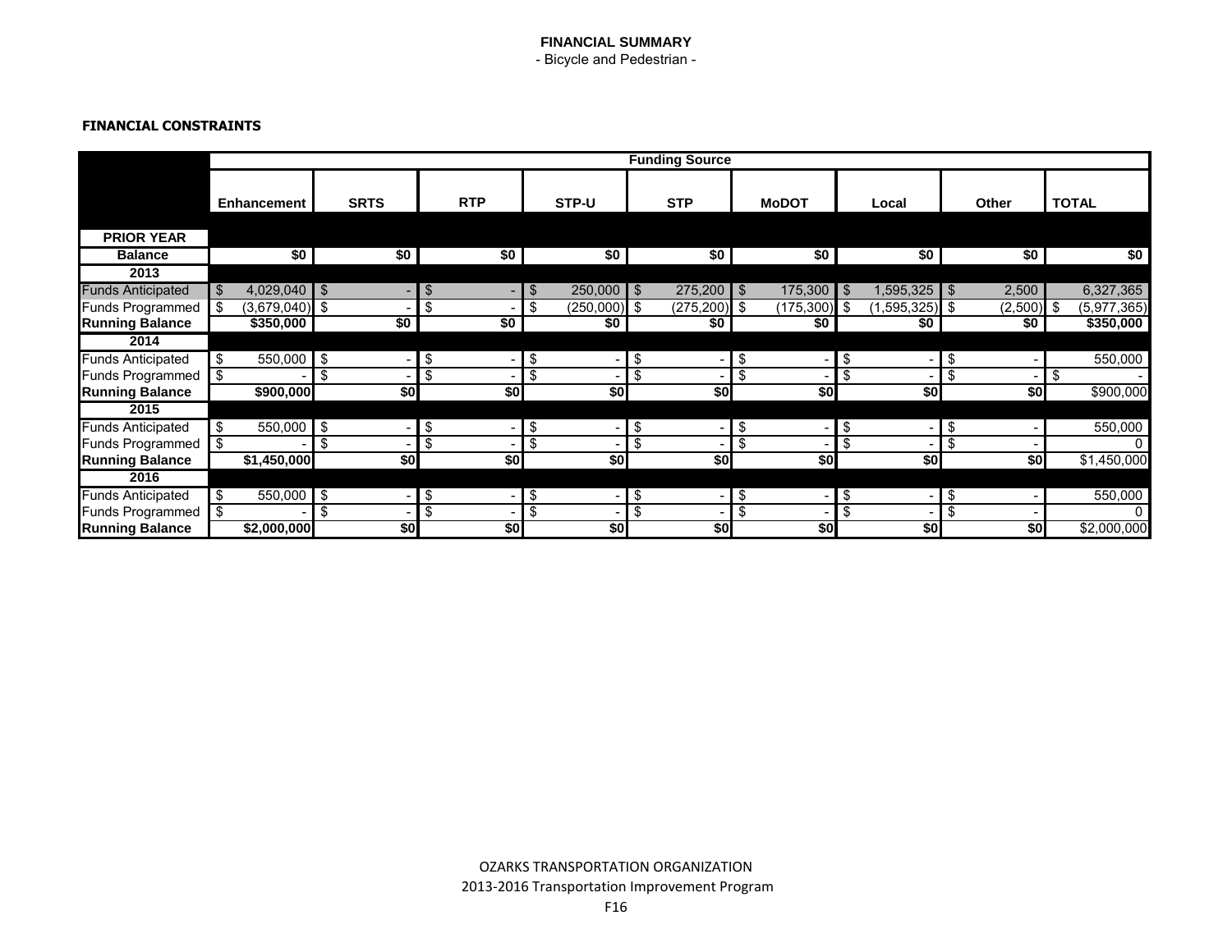# FINANCIAL SUMMARY

- Bicycle and Pedestrian -

**FINANCIAL CONSTRAINTS**

| | Funding Source | | | | | | | | |
|---|---|---|---|---|---|---|---|---|---|
| | Enhancement | SRTS | RTP | STP-U | STP | MoDOT | Local | Other | TOTAL |
| **PRIOR YEAR** | | | | | | | | | |
| **Balance** | $0 | $0 | $0 | $0 | $0 | $0 | $0 | $0 | $0 |
| **2013** | | | | | | | | | |
| Funds Anticipated | $ 4,029,040 | $ - | $ - | $ 250,000 | $ 275,200 | $ 175,300 | $ 1,595,325 | $ 2,500 | 6,327,365 |
| Funds Programmed | $ (3,679,040) | $ - | $ - | $ (250,000) | $ (275,200) | $ (175,300) | $ (1,595,325) | $ (2,500) | $ (5,977,365) |
| **Running Balance** | $350,000 | $0 | $0 | $0 | $0 | $0 | $0 | $0 | $350,000 |
| **2014** | | | | | | | | | |
| Funds Anticipated | $ 550,000 | $ - | $ - | $ - | $ - | $ - | $ - | $ - | 550,000 |
| Funds Programmed | $ - | $ - | $ - | $ - | $ - | $ - | $ - | $ - | $ - |
| **Running Balance** | $900,000 | $0 | $0 | $0 | $0 | $0 | $0 | $0 | $900,000 |
| **2015** | | | | | | | | | |
| Funds Anticipated | $ 550,000 | $ - | $ - | $ - | $ - | $ - | $ - | $ - | 550,000 |
| Funds Programmed | $ - | $ - | $ - | $ - | $ - | $ - | $ - | $ - | 0 |
| **Running Balance** | $1,450,000 | $0 | $0 | $0 | $0 | $0 | $0 | $0 | $1,450,000 |
| **2016** | | | | | | | | | |
| Funds Anticipated | $ 550,000 | $ - | $ - | $ - | $ - | $ - | $ - | $ - | 550,000 |
| Funds Programmed | $ - | $ - | $ - | $ - | $ - | $ - | $ - | $ - | 0 |
| **Running Balance** | $2,000,000 | $0 | $0 | $0 | $0 | $0 | $0 | $0 | $2,000,000 |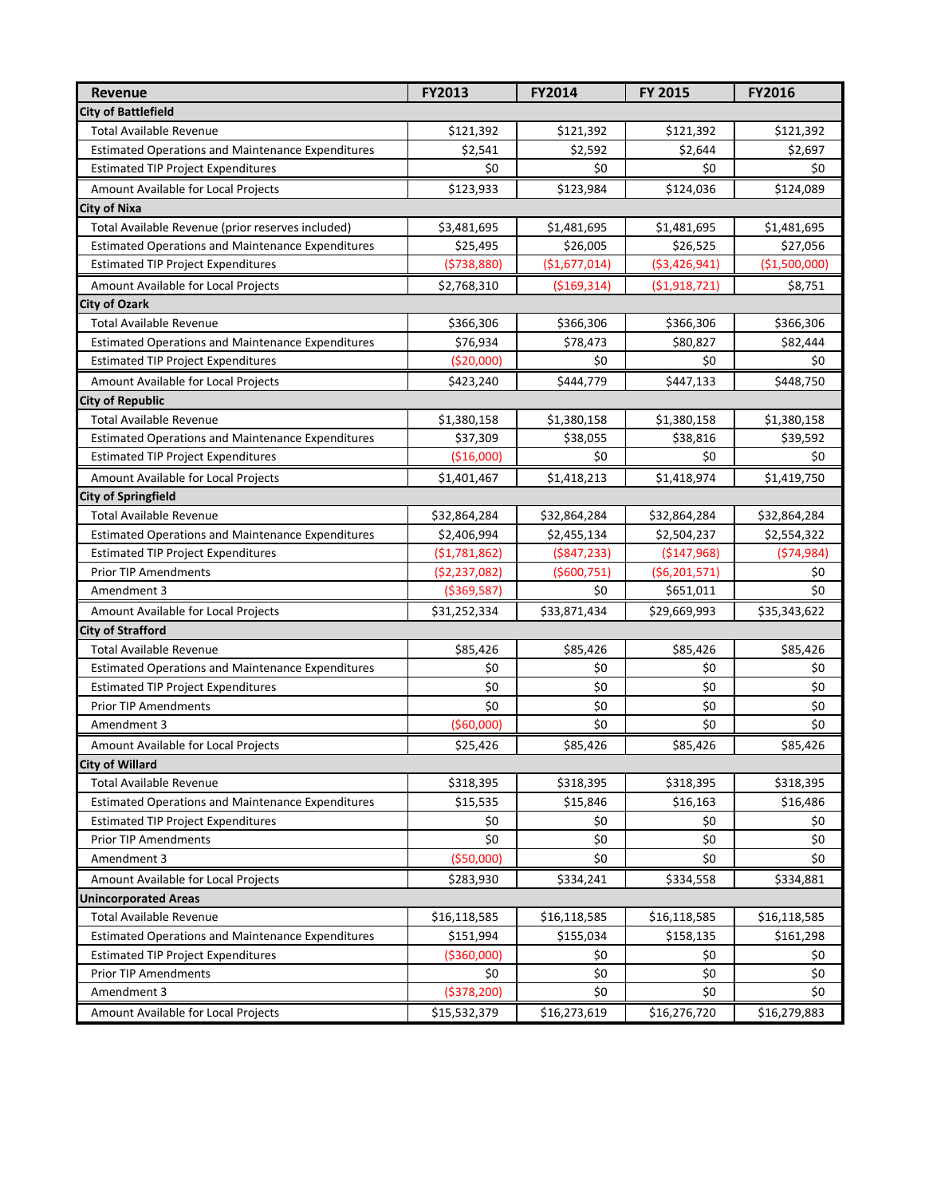| Revenue | FY2013 | FY2014 | FY 2015 | FY2016 |
|---|---|---|---|---|
| **City of Battlefield** | | | | |
| Total Available Revenue | $121,392 | $121,392 | $121,392 | $121,392 |
| Estimated Operations and Maintenance Expenditures | $2,541 | $2,592 | $2,644 | $2,697 |
| Estimated TIP Project Expenditures | $0 | $0 | $0 | $0 |
| Amount Available for Local Projects | $123,933 | $123,984 | $124,036 | $124,089 |
| **City of Nixa** | | | | |
| Total Available Revenue (prior reserves included) | $3,481,695 | $1,481,695 | $1,481,695 | $1,481,695 |
| Estimated Operations and Maintenance Expenditures | $25,495 | $26,005 | $26,525 | $27,056 |
| Estimated TIP Project Expenditures | ($738,880) | ($1,677,014) | ($3,426,941) | ($1,500,000) |
| Amount Available for Local Projects | $2,768,310 | ($169,314) | ($1,918,721) | $8,751 |
| **City of Ozark** | | | | |
| Total Available Revenue | $366,306 | $366,306 | $366,306 | $366,306 |
| Estimated Operations and Maintenance Expenditures | $76,934 | $78,473 | $80,827 | $82,444 |
| Estimated TIP Project Expenditures | ($20,000) | $0 | $0 | $0 |
| Amount Available for Local Projects | $423,240 | $444,779 | $447,133 | $448,750 |
| **City of Republic** | | | | |
| Total Available Revenue | $1,380,158 | $1,380,158 | $1,380,158 | $1,380,158 |
| Estimated Operations and Maintenance Expenditures | $37,309 | $38,055 | $38,816 | $39,592 |
| Estimated TIP Project Expenditures | ($16,000) | $0 | $0 | $0 |
| Amount Available for Local Projects | $1,401,467 | $1,418,213 | $1,418,974 | $1,419,750 |
| **City of Springfield** | | | | |
| Total Available Revenue | $32,864,284 | $32,864,284 | $32,864,284 | $32,864,284 |
| Estimated Operations and Maintenance Expenditures | $2,406,994 | $2,455,134 | $2,504,237 | $2,554,322 |
| Estimated TIP Project Expenditures | ($1,781,862) | ($847,233) | ($147,968) | ($74,984) |
| Prior TIP Amendments | ($2,237,082) | ($600,751) | ($6,201,571) | $0 |
| Amendment 3 | ($369,587) | $0 | $651,011 | $0 |
| Amount Available for Local Projects | $31,252,334 | $33,871,434 | $29,669,993 | $35,343,622 |
| **City of Strafford** | | | | |
| Total Available Revenue | $85,426 | $85,426 | $85,426 | $85,426 |
| Estimated Operations and Maintenance Expenditures | $0 | $0 | $0 | $0 |
| Estimated TIP Project Expenditures | $0 | $0 | $0 | $0 |
| Prior TIP Amendments | $0 | $0 | $0 | $0 |
| Amendment 3 | ($60,000) | $0 | $0 | $0 |
| Amount Available for Local Projects | $25,426 | $85,426 | $85,426 | $85,426 |
| **City of Willard** | | | | |
| Total Available Revenue | $318,395 | $318,395 | $318,395 | $318,395 |
| Estimated Operations and Maintenance Expenditures | $15,535 | $15,846 | $16,163 | $16,486 |
| Estimated TIP Project Expenditures | $0 | $0 | $0 | $0 |
| Prior TIP Amendments | $0 | $0 | $0 | $0 |
| Amendment 3 | ($50,000) | $0 | $0 | $0 |
| Amount Available for Local Projects | $283,930 | $334,241 | $334,558 | $334,881 |
| **Unincorporated Areas** | | | | |
| Total Available Revenue | $16,118,585 | $16,118,585 | $16,118,585 | $16,118,585 |
| Estimated Operations and Maintenance Expenditures | $151,994 | $155,034 | $158,135 | $161,298 |
| Estimated TIP Project Expenditures | ($360,000) | $0 | $0 | $0 |
| Prior TIP Amendments | $0 | $0 | $0 | $0 |
| Amendment 3 | ($378,200) | $0 | $0 | $0 |
| Amount Available for Local Projects | $15,532,379 | $16,273,619 | $16,276,720 | $16,279,883 |